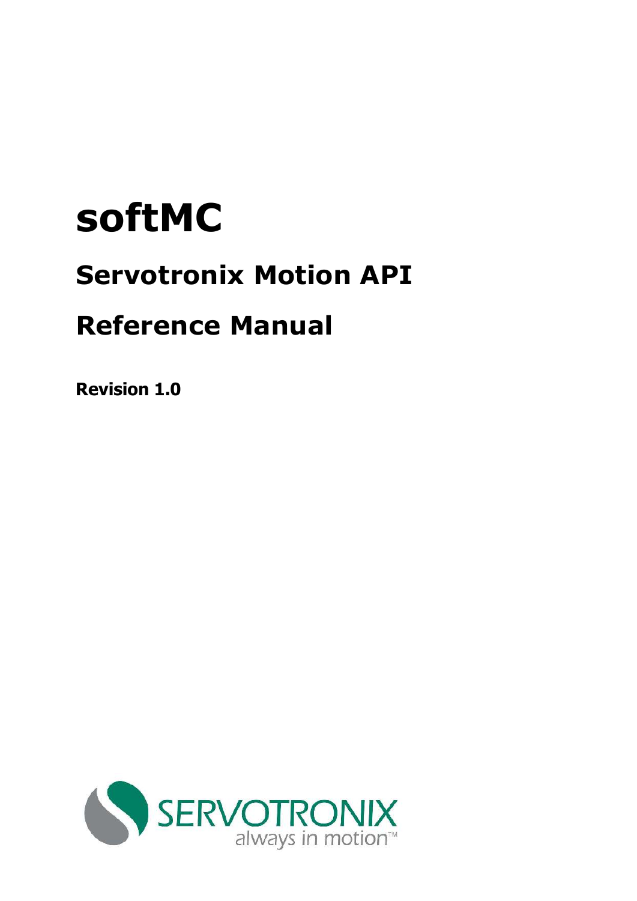# softMC

## Servotronix Motion API

## Reference Manual

**Revision 1.0**

SERVOTRONIX
always in motion™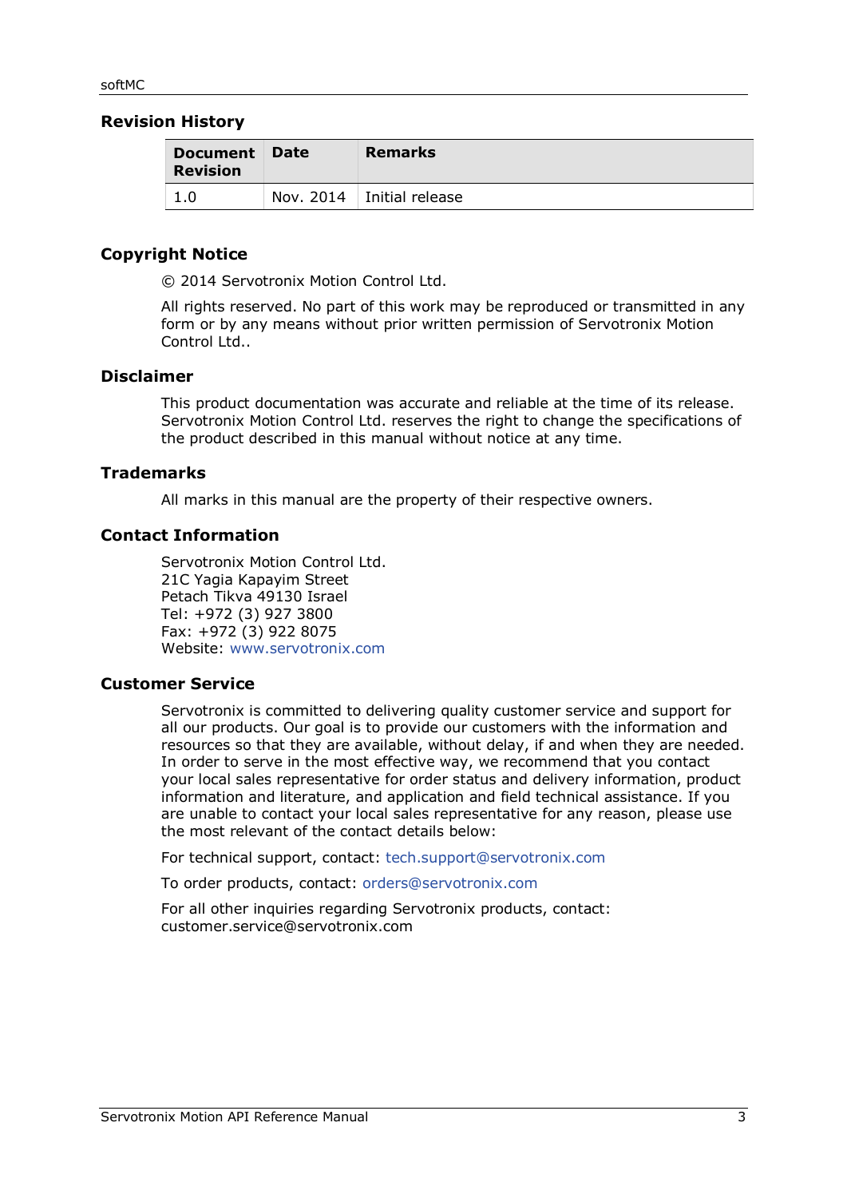## Revision History

| Document Revision | Date | Remarks |
|---|---|---|
| 1.0 | Nov. 2014 | Initial release |

## Copyright Notice

© 2014 Servotronix Motion Control Ltd.

All rights reserved. No part of this work may be reproduced or transmitted in any form or by any means without prior written permission of Servotronix Motion Control Ltd..

## Disclaimer

This product documentation was accurate and reliable at the time of its release. Servotronix Motion Control Ltd. reserves the right to change the specifications of the product described in this manual without notice at any time.

## Trademarks

All marks in this manual are the property of their respective owners.

## Contact Information

Servotronix Motion Control Ltd.
21C Yagia Kapayim Street
Petach Tikva 49130 Israel
Tel: +972 (3) 927 3800
Fax: +972 (3) 922 8075
Website: www.servotronix.com

## Customer Service

Servotronix is committed to delivering quality customer service and support for all our products. Our goal is to provide our customers with the information and resources so that they are available, without delay, if and when they are needed. In order to serve in the most effective way, we recommend that you contact your local sales representative for order status and delivery information, product information and literature, and application and field technical assistance. If you are unable to contact your local sales representative for any reason, please use the most relevant of the contact details below:

For technical support, contact: tech.support@servotronix.com

To order products, contact: orders@servotronix.com

For all other inquiries regarding Servotronix products, contact: customer.service@servotronix.com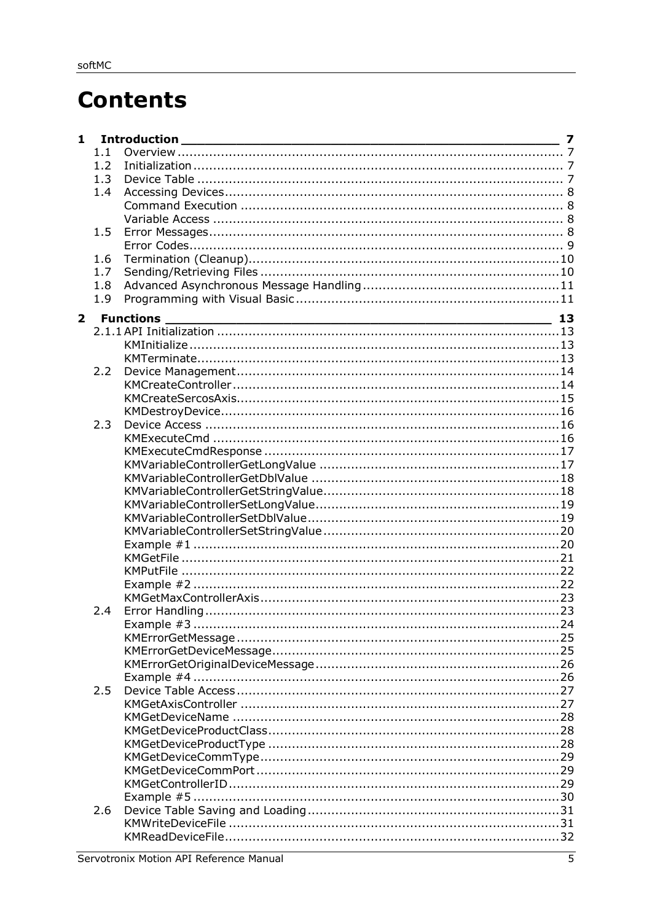# Contents

| | | | |
|---|---|---|---|
| **1** | **Introduction** | | **7** |
| | 1.1 | Overview | 7 |
| | 1.2 | Initialization | 7 |
| | 1.3 | Device Table | 7 |
| | 1.4 | Accessing Devices | 8 |
| | | Command Execution | 8 |
| | | Variable Access | 8 |
| | 1.5 | Error Messages | 8 |
| | | Error Codes | 9 |
| | 1.6 | Termination (Cleanup) | 10 |
| | 1.7 | Sending/Retrieving Files | 10 |
| | 1.8 | Advanced Asynchronous Message Handling | 11 |
| | 1.9 | Programming with Visual Basic | 11 |
| **2** | **Functions** | | **13** |
| | 2.1.1 | API Initialization | 13 |
| | | KMInitialize | 13 |
| | | KMTerminate | 13 |
| | 2.2 | Device Management | 14 |
| | | KMCreateController | 14 |
| | | KMCreateSercosAxis | 15 |
| | | KMDestroyDevice | 16 |
| | 2.3 | Device Access | 16 |
| | | KMExecuteCmd | 16 |
| | | KMExecuteCmdResponse | 17 |
| | | KMVariableControllerGetLongValue | 17 |
| | | KMVariableControllerGetDblValue | 18 |
| | | KMVariableControllerGetStringValue | 18 |
| | | KMVariableControllerSetLongValue | 19 |
| | | KMVariableControllerSetDblValue | 19 |
| | | KMVariableControllerSetStringValue | 20 |
| | | Example #1 | 20 |
| | | KMGetFile | 21 |
| | | KMPutFile | 22 |
| | | Example #2 | 22 |
| | | KMGetMaxControllerAxis | 23 |
| | 2.4 | Error Handling | 23 |
| | | Example #3 | 24 |
| | | KMErrorGetMessage | 25 |
| | | KMErrorGetDeviceMessage | 25 |
| | | KMErrorGetOriginalDeviceMessage | 26 |
| | | Example #4 | 26 |
| | 2.5 | Device Table Access | 27 |
| | | KMGetAxisController | 27 |
| | | KMGetDeviceName | 28 |
| | | KMGetDeviceProductClass | 28 |
| | | KMGetDeviceProductType | 28 |
| | | KMGetDeviceCommType | 29 |
| | | KMGetDeviceCommPort | 29 |
| | | KMGetControllerID | 29 |
| | | Example #5 | 30 |
| | 2.6 | Device Table Saving and Loading | 31 |
| | | KMWriteDeviceFile | 31 |
| | | KMReadDeviceFile | 32 |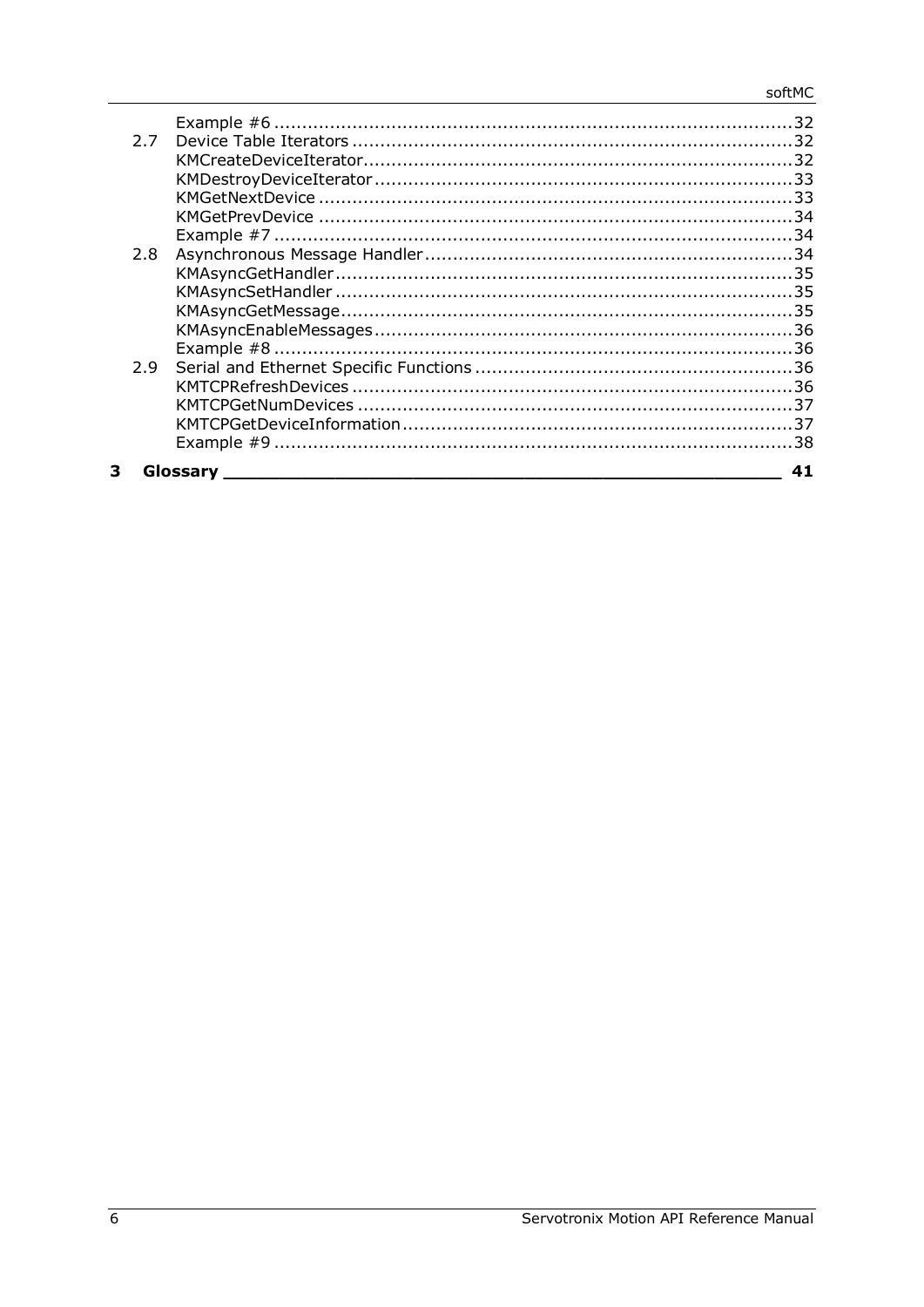Example #6 .......................................................................................32

2.7 Device Table Iterators ............................................................................32

KMCreateDeviceIterator.........................................................................32

KMDestroyDeviceIterator........................................................................33

KMGetNextDevice ..................................................................................33

KMGetPrevDevice ..................................................................................34

Example #7 .......................................................................................34

2.8 Asynchronous Message Handler..............................................................34

KMAsyncGetHandler...............................................................................35

KMAsyncSetHandler ...............................................................................35

KMAsyncGetMessage..............................................................................35

KMAsyncEnableMessages........................................................................36

Example #8 .......................................................................................36

2.9 Serial and Ethernet Specific Functions .....................................................36

KMTCPRefreshDevices ............................................................................36

KMTCPGetNumDevices ...........................................................................37

KMTCPGetDeviceInformation...................................................................37

Example #9 .......................................................................................38

**3 Glossary ______________________________________________ 41**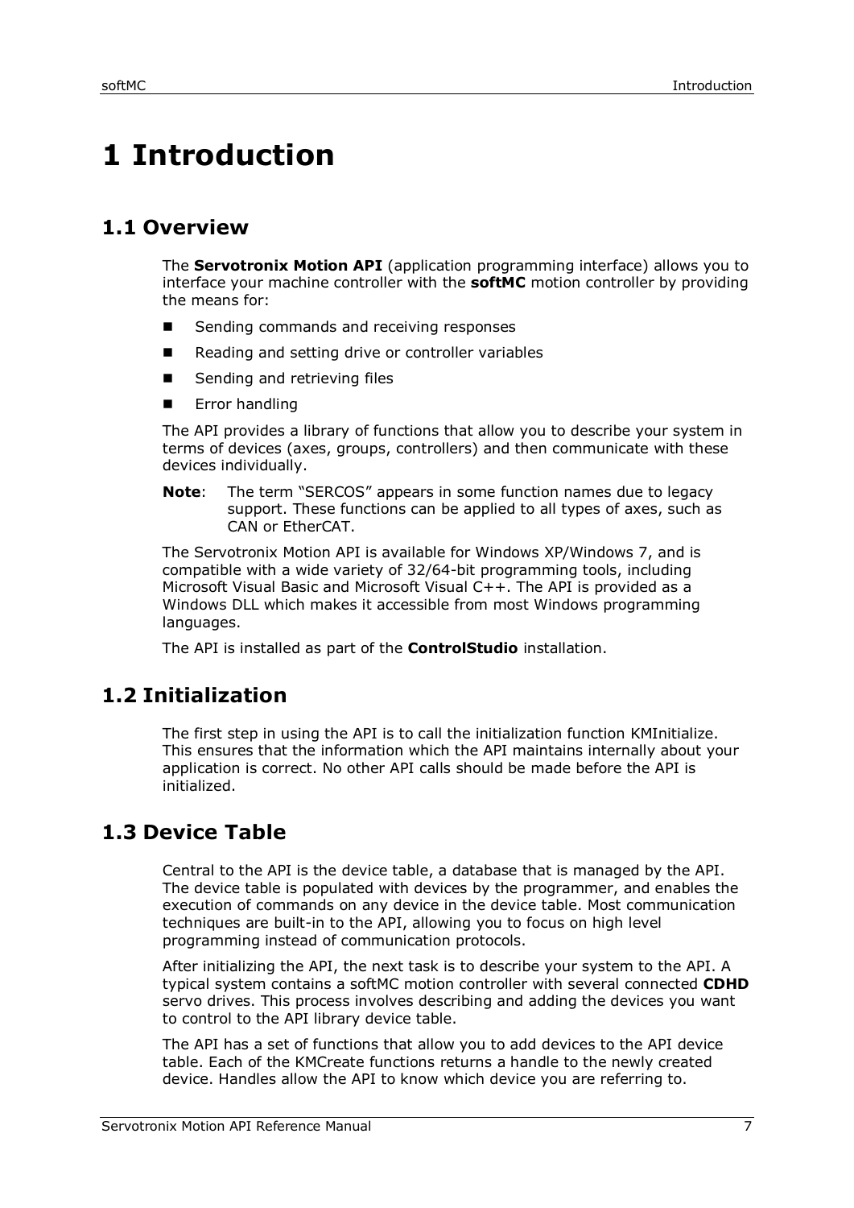# 1 Introduction

## 1.1 Overview

The **Servotronix Motion API** (application programming interface) allows you to interface your machine controller with the **softMC** motion controller by providing the means for:

- Sending commands and receiving responses
- Reading and setting drive or controller variables
- Sending and retrieving files
- Error handling

The API provides a library of functions that allow you to describe your system in terms of devices (axes, groups, controllers) and then communicate with these devices individually.

**Note**: The term "SERCOS" appears in some function names due to legacy support. These functions can be applied to all types of axes, such as CAN or EtherCAT.

The Servotronix Motion API is available for Windows XP/Windows 7, and is compatible with a wide variety of 32/64-bit programming tools, including Microsoft Visual Basic and Microsoft Visual C++. The API is provided as a Windows DLL which makes it accessible from most Windows programming languages.

The API is installed as part of the **ControlStudio** installation.

## 1.2 Initialization

The first step in using the API is to call the initialization function KMInitialize. This ensures that the information which the API maintains internally about your application is correct. No other API calls should be made before the API is initialized.

## 1.3 Device Table

Central to the API is the device table, a database that is managed by the API. The device table is populated with devices by the programmer, and enables the execution of commands on any device in the device table. Most communication techniques are built-in to the API, allowing you to focus on high level programming instead of communication protocols.

After initializing the API, the next task is to describe your system to the API. A typical system contains a softMC motion controller with several connected **CDHD** servo drives. This process involves describing and adding the devices you want to control to the API library device table.

The API has a set of functions that allow you to add devices to the API device table. Each of the KMCreate functions returns a handle to the newly created device. Handles allow the API to know which device you are referring to.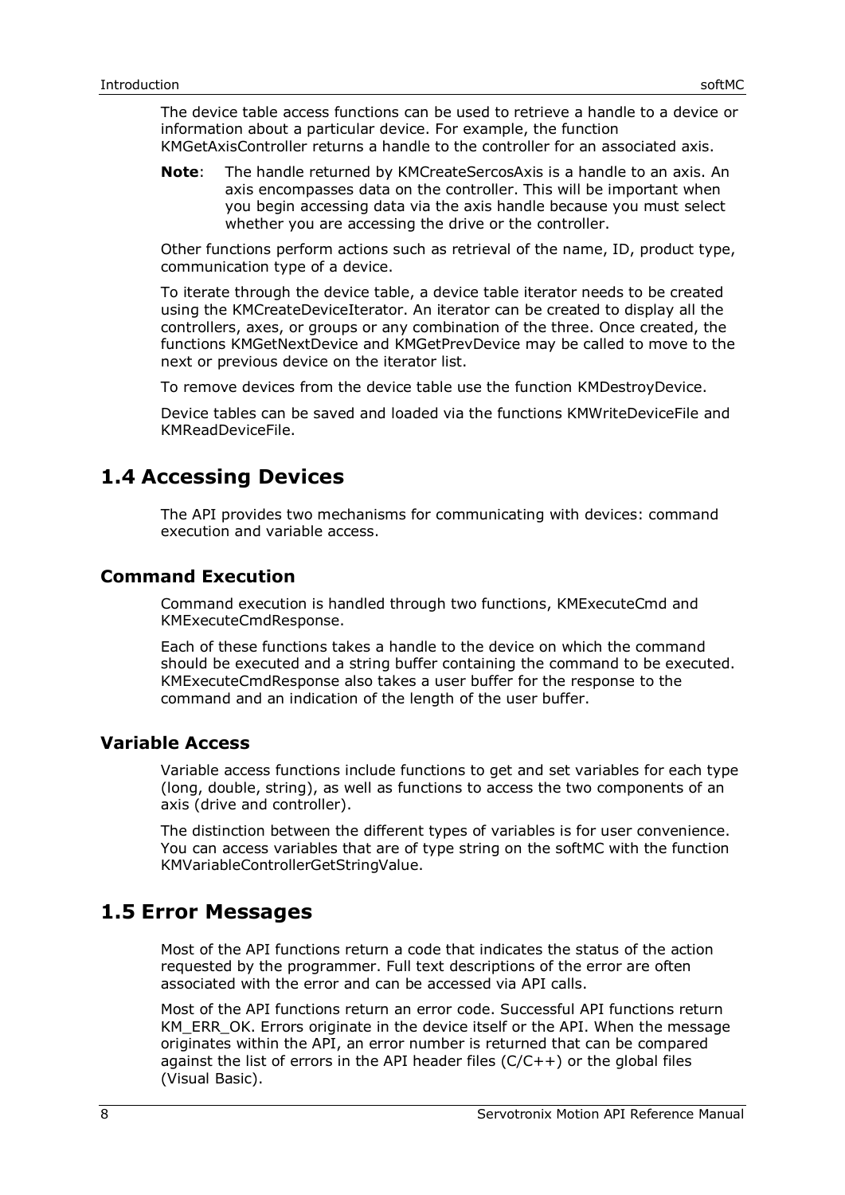The device table access functions can be used to retrieve a handle to a device or information about a particular device. For example, the function KMGetAxisController returns a handle to the controller for an associated axis.

**Note**: The handle returned by KMCreateSercosAxis is a handle to an axis. An axis encompasses data on the controller. This will be important when you begin accessing data via the axis handle because you must select whether you are accessing the drive or the controller.

Other functions perform actions such as retrieval of the name, ID, product type, communication type of a device.

To iterate through the device table, a device table iterator needs to be created using the KMCreateDeviceIterator. An iterator can be created to display all the controllers, axes, or groups or any combination of the three. Once created, the functions KMGetNextDevice and KMGetPrevDevice may be called to move to the next or previous device on the iterator list.

To remove devices from the device table use the function KMDestroyDevice.

Device tables can be saved and loaded via the functions KMWriteDeviceFile and KMReadDeviceFile.

## 1.4 Accessing Devices

The API provides two mechanisms for communicating with devices: command execution and variable access.

### Command Execution

Command execution is handled through two functions, KMExecuteCmd and KMExecuteCmdResponse.

Each of these functions takes a handle to the device on which the command should be executed and a string buffer containing the command to be executed. KMExecuteCmdResponse also takes a user buffer for the response to the command and an indication of the length of the user buffer.

### Variable Access

Variable access functions include functions to get and set variables for each type (long, double, string), as well as functions to access the two components of an axis (drive and controller).

The distinction between the different types of variables is for user convenience. You can access variables that are of type string on the softMC with the function KMVariableControllerGetStringValue.

## 1.5 Error Messages

Most of the API functions return a code that indicates the status of the action requested by the programmer. Full text descriptions of the error are often associated with the error and can be accessed via API calls.

Most of the API functions return an error code. Successful API functions return KM_ERR_OK. Errors originate in the device itself or the API. When the message originates within the API, an error number is returned that can be compared against the list of errors in the API header files (C/C++) or the global files (Visual Basic).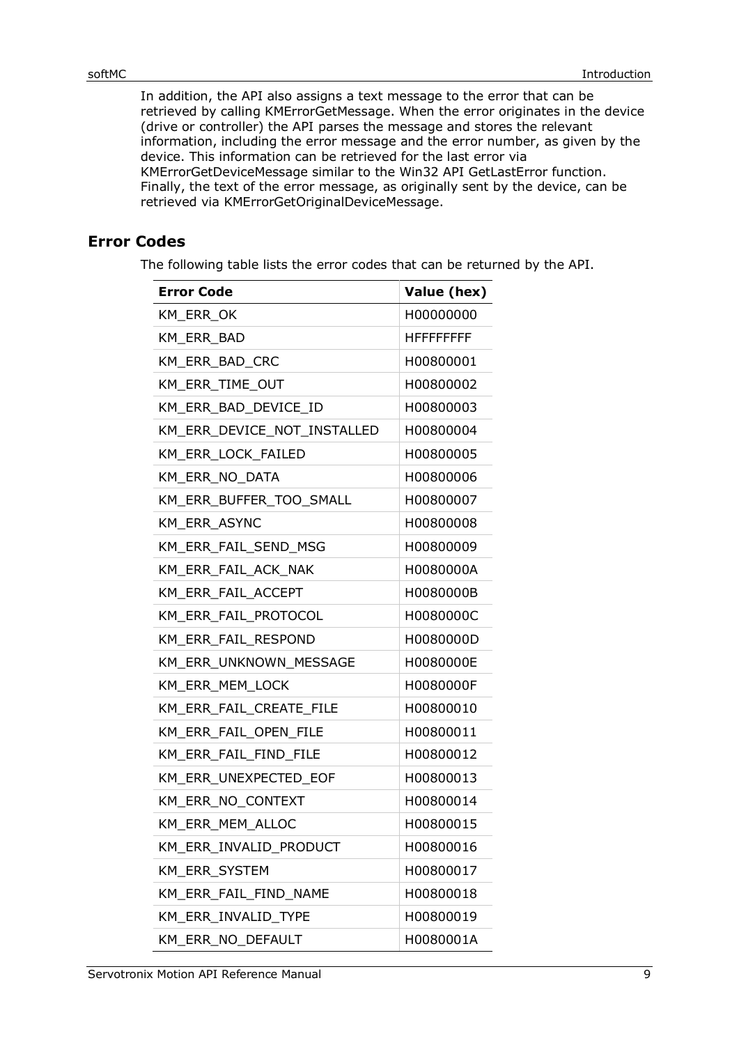In addition, the API also assigns a text message to the error that can be retrieved by calling KMErrorGetMessage. When the error originates in the device (drive or controller) the API parses the message and stores the relevant information, including the error message and the error number, as given by the device. This information can be retrieved for the last error via KMErrorGetDeviceMessage similar to the Win32 API GetLastError function. Finally, the text of the error message, as originally sent by the device, can be retrieved via KMErrorGetOriginalDeviceMessage.

## Error Codes

The following table lists the error codes that can be returned by the API.

| Error Code | Value (hex) |
|---|---|
| KM_ERR_OK | H00000000 |
| KM_ERR_BAD | HFFFFFFFF |
| KM_ERR_BAD_CRC | H00800001 |
| KM_ERR_TIME_OUT | H00800002 |
| KM_ERR_BAD_DEVICE_ID | H00800003 |
| KM_ERR_DEVICE_NOT_INSTALLED | H00800004 |
| KM_ERR_LOCK_FAILED | H00800005 |
| KM_ERR_NO_DATA | H00800006 |
| KM_ERR_BUFFER_TOO_SMALL | H00800007 |
| KM_ERR_ASYNC | H00800008 |
| KM_ERR_FAIL_SEND_MSG | H00800009 |
| KM_ERR_FAIL_ACK_NAK | H0080000A |
| KM_ERR_FAIL_ACCEPT | H0080000B |
| KM_ERR_FAIL_PROTOCOL | H0080000C |
| KM_ERR_FAIL_RESPOND | H0080000D |
| KM_ERR_UNKNOWN_MESSAGE | H0080000E |
| KM_ERR_MEM_LOCK | H0080000F |
| KM_ERR_FAIL_CREATE_FILE | H00800010 |
| KM_ERR_FAIL_OPEN_FILE | H00800011 |
| KM_ERR_FAIL_FIND_FILE | H00800012 |
| KM_ERR_UNEXPECTED_EOF | H00800013 |
| KM_ERR_NO_CONTEXT | H00800014 |
| KM_ERR_MEM_ALLOC | H00800015 |
| KM_ERR_INVALID_PRODUCT | H00800016 |
| KM_ERR_SYSTEM | H00800017 |
| KM_ERR_FAIL_FIND_NAME | H00800018 |
| KM_ERR_INVALID_TYPE | H00800019 |
| KM_ERR_NO_DEFAULT | H0080001A |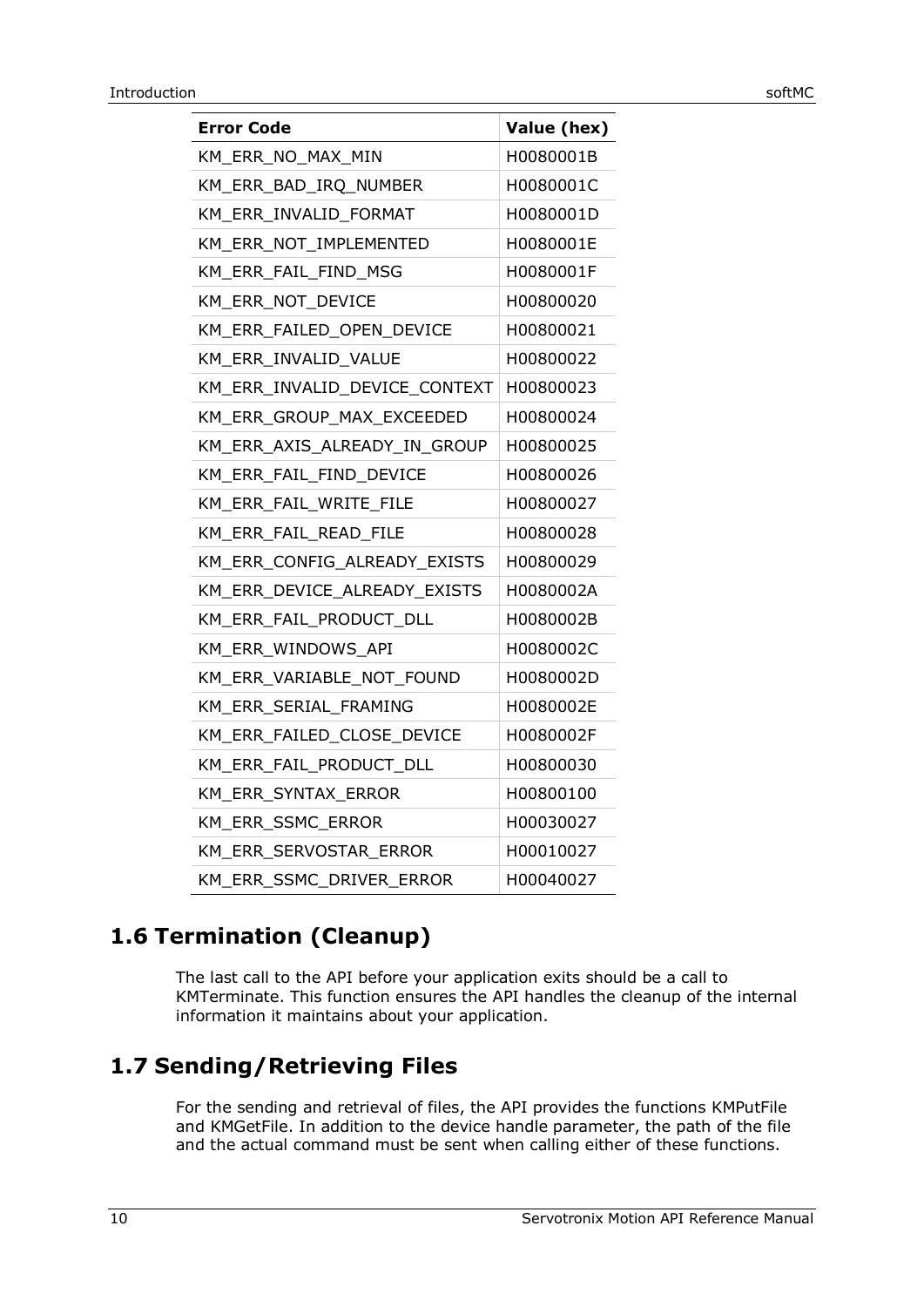| Error Code | Value (hex) |
|---|---|
| KM_ERR_NO_MAX_MIN | H0080001B |
| KM_ERR_BAD_IRQ_NUMBER | H0080001C |
| KM_ERR_INVALID_FORMAT | H0080001D |
| KM_ERR_NOT_IMPLEMENTED | H0080001E |
| KM_ERR_FAIL_FIND_MSG | H0080001F |
| KM_ERR_NOT_DEVICE | H00800020 |
| KM_ERR_FAILED_OPEN_DEVICE | H00800021 |
| KM_ERR_INVALID_VALUE | H00800022 |
| KM_ERR_INVALID_DEVICE_CONTEXT | H00800023 |
| KM_ERR_GROUP_MAX_EXCEEDED | H00800024 |
| KM_ERR_AXIS_ALREADY_IN_GROUP | H00800025 |
| KM_ERR_FAIL_FIND_DEVICE | H00800026 |
| KM_ERR_FAIL_WRITE_FILE | H00800027 |
| KM_ERR_FAIL_READ_FILE | H00800028 |
| KM_ERR_CONFIG_ALREADY_EXISTS | H00800029 |
| KM_ERR_DEVICE_ALREADY_EXISTS | H0080002A |
| KM_ERR_FAIL_PRODUCT_DLL | H0080002B |
| KM_ERR_WINDOWS_API | H0080002C |
| KM_ERR_VARIABLE_NOT_FOUND | H0080002D |
| KM_ERR_SERIAL_FRAMING | H0080002E |
| KM_ERR_FAILED_CLOSE_DEVICE | H0080002F |
| KM_ERR_FAIL_PRODUCT_DLL | H00800030 |
| KM_ERR_SYNTAX_ERROR | H00800100 |
| KM_ERR_SSMC_ERROR | H00030027 |
| KM_ERR_SERVOSTAR_ERROR | H00010027 |
| KM_ERR_SSMC_DRIVER_ERROR | H00040027 |

## 1.6 Termination (Cleanup)

The last call to the API before your application exits should be a call to KMTerminate. This function ensures the API handles the cleanup of the internal information it maintains about your application.

## 1.7 Sending/Retrieving Files

For the sending and retrieval of files, the API provides the functions KMPutFile and KMGetFile. In addition to the device handle parameter, the path of the file and the actual command must be sent when calling either of these functions.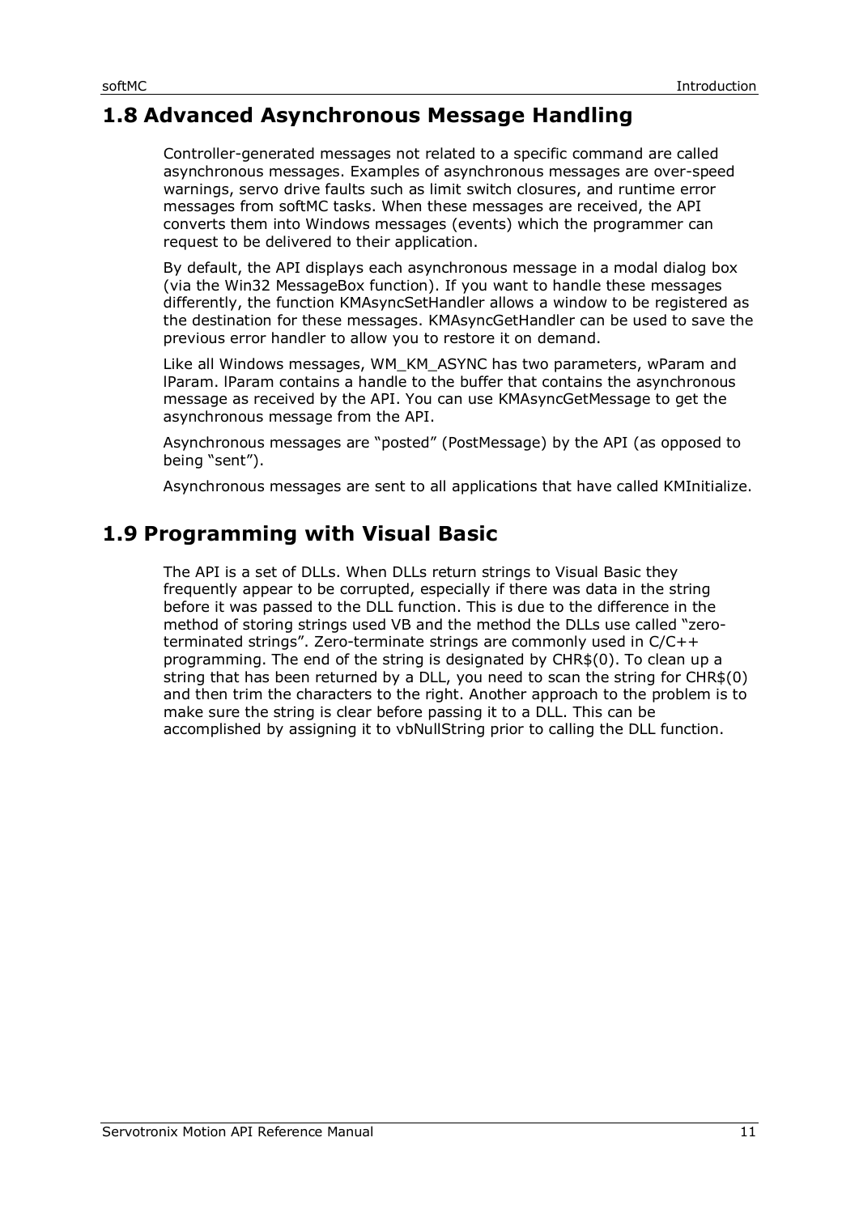## 1.8 Advanced Asynchronous Message Handling

Controller-generated messages not related to a specific command are called asynchronous messages. Examples of asynchronous messages are over-speed warnings, servo drive faults such as limit switch closures, and runtime error messages from softMC tasks. When these messages are received, the API converts them into Windows messages (events) which the programmer can request to be delivered to their application.

By default, the API displays each asynchronous message in a modal dialog box (via the Win32 MessageBox function). If you want to handle these messages differently, the function KMAsyncSetHandler allows a window to be registered as the destination for these messages. KMAsyncGetHandler can be used to save the previous error handler to allow you to restore it on demand.

Like all Windows messages, WM_KM_ASYNC has two parameters, wParam and lParam. lParam contains a handle to the buffer that contains the asynchronous message as received by the API. You can use KMAsyncGetMessage to get the asynchronous message from the API.

Asynchronous messages are "posted" (PostMessage) by the API (as opposed to being "sent").

Asynchronous messages are sent to all applications that have called KMInitialize.

## 1.9 Programming with Visual Basic

The API is a set of DLLs. When DLLs return strings to Visual Basic they frequently appear to be corrupted, especially if there was data in the string before it was passed to the DLL function. This is due to the difference in the method of storing strings used VB and the method the DLLs use called "zero-terminated strings". Zero-terminate strings are commonly used in C/C++ programming. The end of the string is designated by CHR$(0). To clean up a string that has been returned by a DLL, you need to scan the string for CHR$(0) and then trim the characters to the right. Another approach to the problem is to make sure the string is clear before passing it to a DLL. This can be accomplished by assigning it to vbNullString prior to calling the DLL function.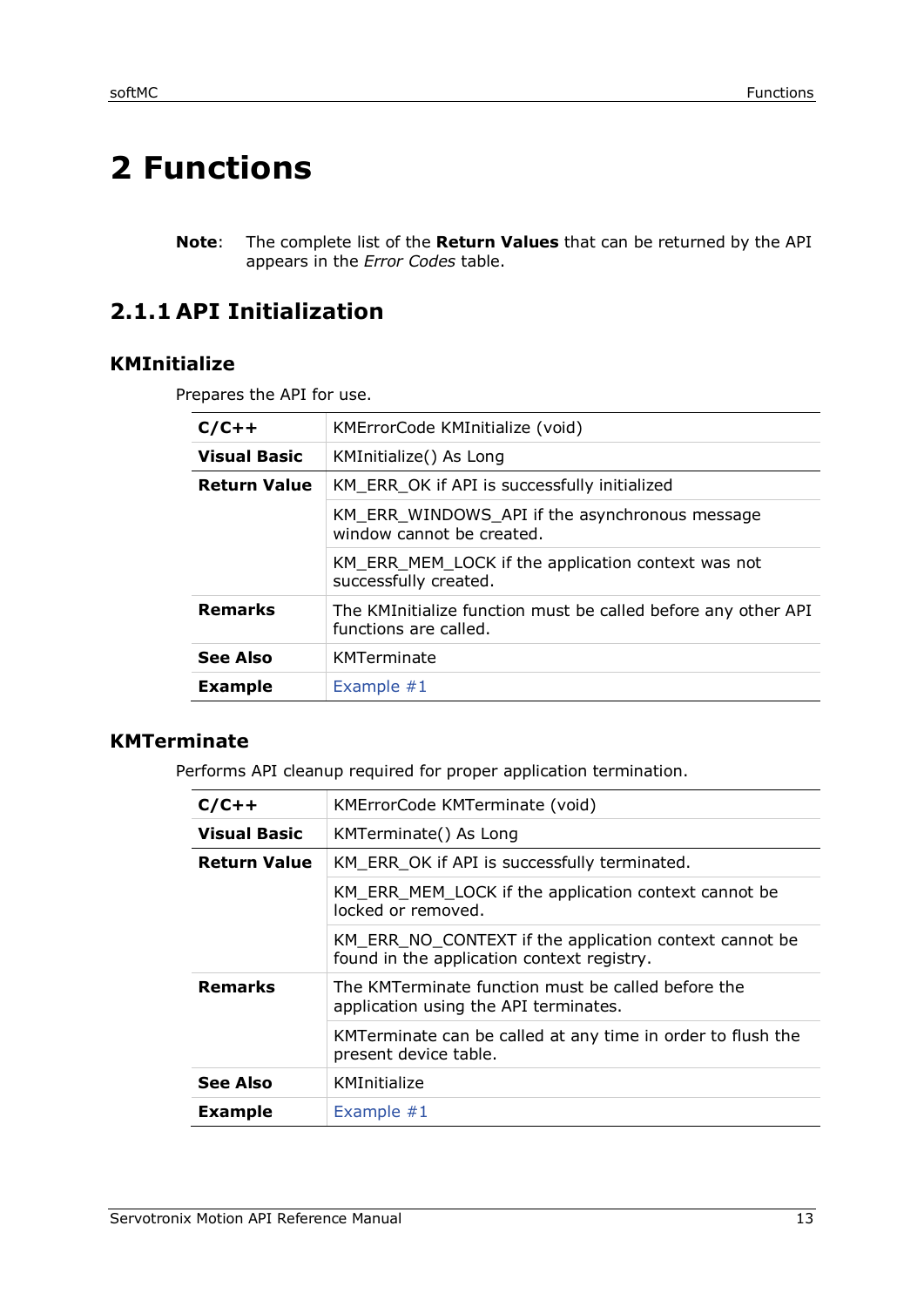# 2 Functions

> **Note**: The complete list of the **Return Values** that can be returned by the API appears in the *Error Codes* table.

## 2.1.1 API Initialization

### KMInitialize

Prepares the API for use.

| | |
|---|---|
| **C/C++** | KMErrorCode KMInitialize (void) |
| **Visual Basic** | KMInitialize() As Long |
| **Return Value** | KM_ERR_OK if API is successfully initialized |
| | KM_ERR_WINDOWS_API if the asynchronous message window cannot be created. |
| | KM_ERR_MEM_LOCK if the application context was not successfully created. |
| **Remarks** | The KMInitialize function must be called before any other API functions are called. |
| **See Also** | KMTerminate |
| **Example** | Example #1 |

### KMTerminate

Performs API cleanup required for proper application termination.

| | |
|---|---|
| **C/C++** | KMErrorCode KMTerminate (void) |
| **Visual Basic** | KMTerminate() As Long |
| **Return Value** | KM_ERR_OK if API is successfully terminated. |
| | KM_ERR_MEM_LOCK if the application context cannot be locked or removed. |
| | KM_ERR_NO_CONTEXT if the application context cannot be found in the application context registry. |
| **Remarks** | The KMTerminate function must be called before the application using the API terminates. |
| | KMTerminate can be called at any time in order to flush the present device table. |
| **See Also** | KMInitialize |
| **Example** | Example #1 |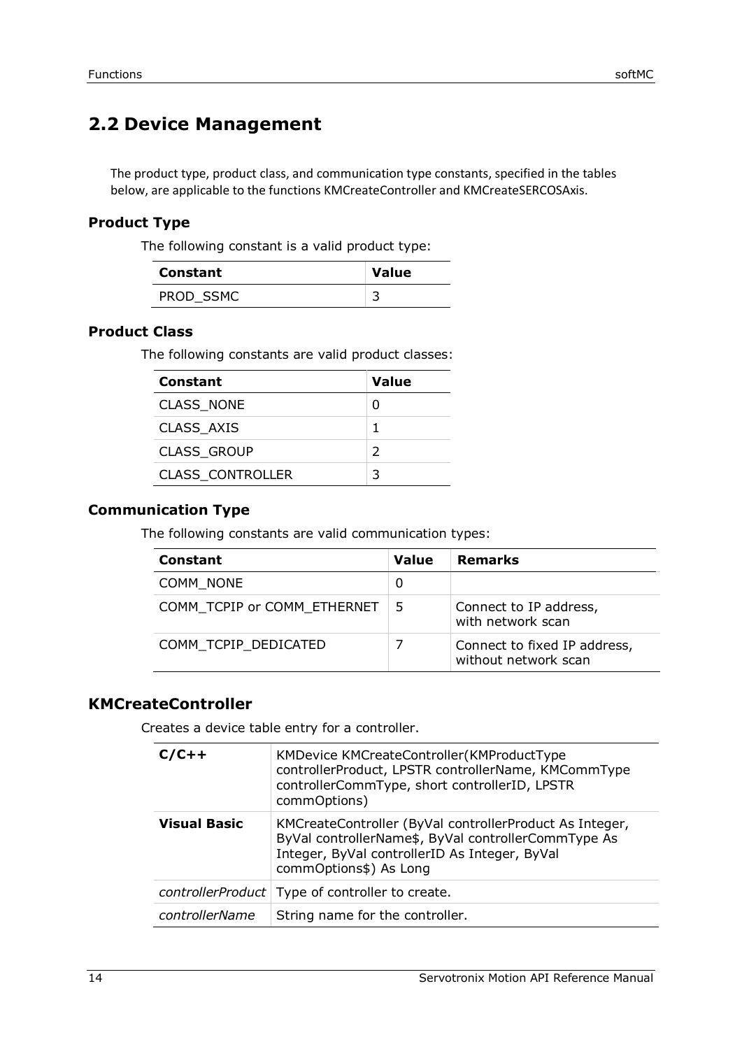## 2.2 Device Management

The product type, product class, and communication type constants, specified in the tables below, are applicable to the functions KMCreateController and KMCreateSERCOSAxis.

### Product Type

The following constant is a valid product type:

| Constant | Value |
|---|---|
| PROD_SSMC | 3 |

### Product Class

The following constants are valid product classes:

| Constant | Value |
|---|---|
| CLASS_NONE | 0 |
| CLASS_AXIS | 1 |
| CLASS_GROUP | 2 |
| CLASS_CONTROLLER | 3 |

### Communication Type

The following constants are valid communication types:

| Constant | Value | Remarks |
|---|---|---|
| COMM_NONE | 0 | |
| COMM_TCPIP or COMM_ETHERNET | 5 | Connect to IP address, with network scan |
| COMM_TCPIP_DEDICATED | 7 | Connect to fixed IP address, without network scan |

### KMCreateController

Creates a device table entry for a controller.

| | |
|---|---|
| **C/C++** | KMDevice KMCreateController(KMProductType controllerProduct, LPSTR controllerName, KMCommType controllerCommType, short controllerID, LPSTR commOptions) |
| **Visual Basic** | KMCreateController (ByVal controllerProduct As Integer, ByVal controllerName$, ByVal controllerCommType As Integer, ByVal controllerID As Integer, ByVal commOptions$) As Long |
| *controllerProduct* | Type of controller to create. |
| *controllerName* | String name for the controller. |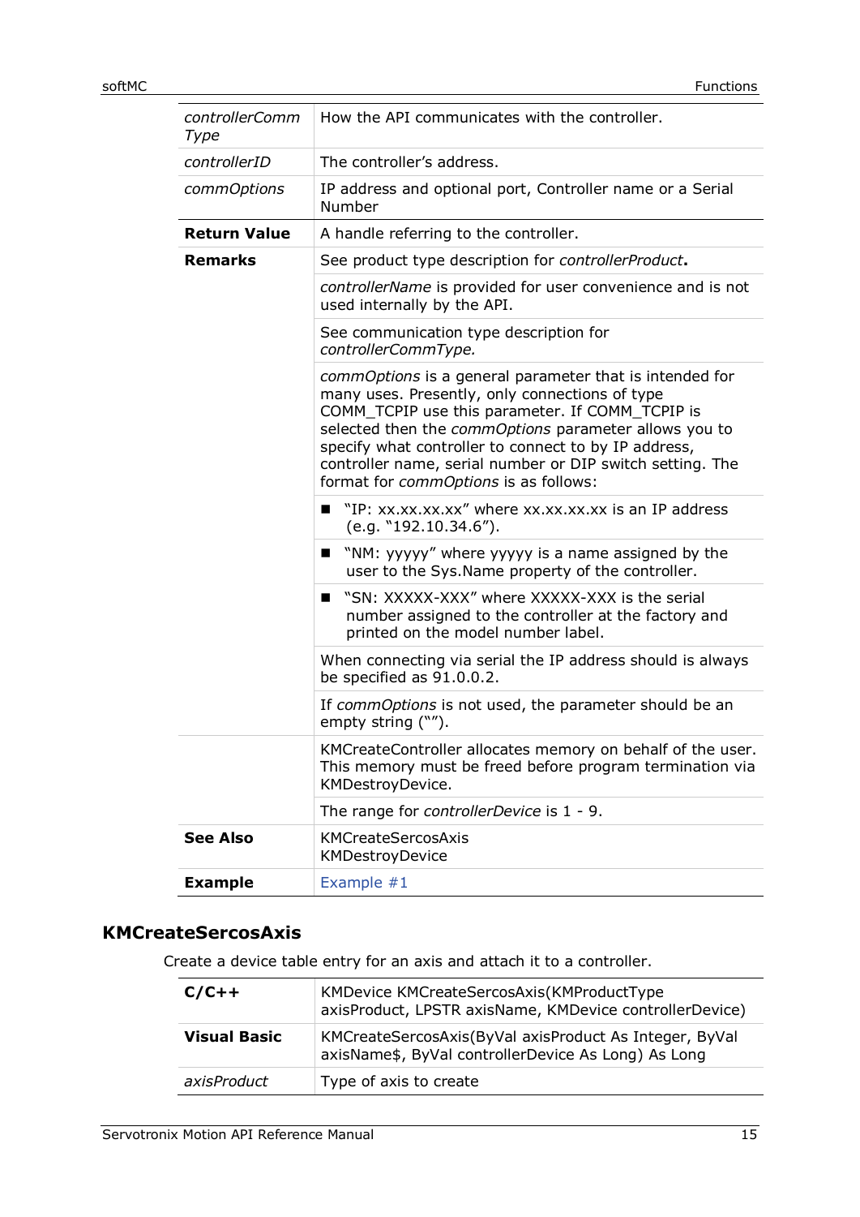| | |
|---|---|
| *controllerComm Type* | How the API communicates with the controller. |
| *controllerID* | The controller's address. |
| *commOptions* | IP address and optional port, Controller name or a Serial Number |
| **Return Value** | A handle referring to the controller. |
| **Remarks** | See product type description for *controllerProduct***.** |
| | *controllerName* is provided for user convenience and is not used internally by the API. |
| | See communication type description for *controllerCommType.* |
| | *commOptions* is a general parameter that is intended for many uses. Presently, only connections of type COMM_TCPIP use this parameter. If COMM_TCPIP is selected then the *commOptions* parameter allows you to specify what controller to connect to by IP address, controller name, serial number or DIP switch setting. The format for *commOptions* is as follows: |
| | ■ "IP: xx.xx.xx.xx" where xx.xx.xx.xx is an IP address (e.g. "192.10.34.6"). |
| | ■ "NM: yyyyy" where yyyyy is a name assigned by the user to the Sys.Name property of the controller. |
| | ■ "SN: XXXXX-XXX" where XXXXX-XXX is the serial number assigned to the controller at the factory and printed on the model number label. |
| | When connecting via serial the IP address should is always be specified as 91.0.0.2. |
| | If *commOptions* is not used, the parameter should be an empty string (""). |
| | KMCreateController allocates memory on behalf of the user. This memory must be freed before program termination via KMDestroyDevice. |
| | The range for *controllerDevice* is 1 - 9. |
| **See Also** | KMCreateSercosAxis<br>KMDestroyDevice |
| **Example** | Example #1 |

## KMCreateSercosAxis

Create a device table entry for an axis and attach it to a controller.

| | |
|---|---|
| **C/C++** | KMDevice KMCreateSercosAxis(KMProductType axisProduct, LPSTR axisName, KMDevice controllerDevice) |
| **Visual Basic** | KMCreateSercosAxis(ByVal axisProduct As Integer, ByVal axisName$, ByVal controllerDevice As Long) As Long |
| *axisProduct* | Type of axis to create |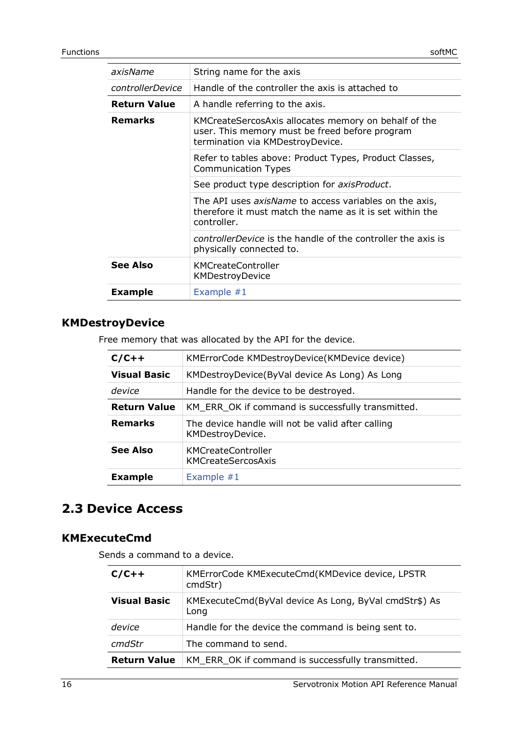| | |
|---|---|
| *axisName* | String name for the axis |
| *controllerDevice* | Handle of the controller the axis is attached to |
| **Return Value** | A handle referring to the axis. |
| **Remarks** | KMCreateSercosAxis allocates memory on behalf of the user. This memory must be freed before program termination via KMDestroyDevice. |
| | Refer to tables above: Product Types, Product Classes, Communication Types |
| | See product type description for *axisProduct*. |
| | The API uses *axisName* to access variables on the axis, therefore it must match the name as it is set within the controller. |
| | *controllerDevice* is the handle of the controller the axis is physically connected to. |
| **See Also** | KMCreateController<br>KMDestroyDevice |
| **Example** | Example #1 |

### KMDestroyDevice

Free memory that was allocated by the API for the device.

| | |
|---|---|
| **C/C++** | KMErrorCode KMDestroyDevice(KMDevice device) |
| **Visual Basic** | KMDestroyDevice(ByVal device As Long) As Long |
| *device* | Handle for the device to be destroyed. |
| **Return Value** | KM_ERR_OK if command is successfully transmitted. |
| **Remarks** | The device handle will not be valid after calling KMDestroyDevice. |
| **See Also** | KMCreateController<br>KMCreateSercosAxis |
| **Example** | Example #1 |

## 2.3 Device Access

### KMExecuteCmd

Sends a command to a device.

| | |
|---|---|
| **C/C++** | KMErrorCode KMExecuteCmd(KMDevice device, LPSTR cmdStr) |
| **Visual Basic** | KMExecuteCmd(ByVal device As Long, ByVal cmdStr$) As Long |
| *device* | Handle for the device the command is being sent to. |
| *cmdStr* | The command to send. |
| **Return Value** | KM_ERR_OK if command is successfully transmitted. |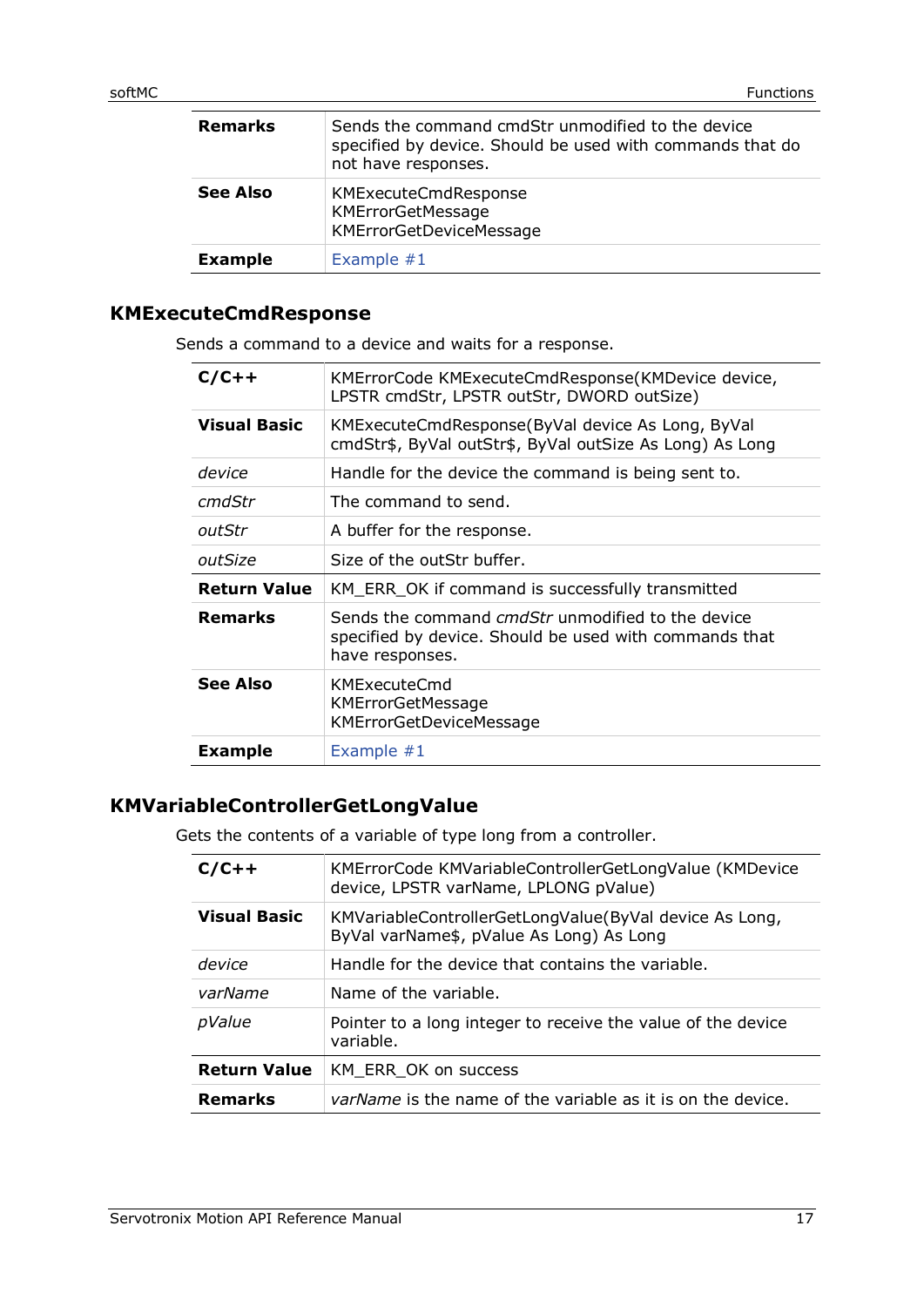| | |
|---|---|
| **Remarks** | Sends the command cmdStr unmodified to the device specified by device. Should be used with commands that do not have responses. |
| **See Also** | KMExecuteCmdResponse<br>KMErrorGetMessage<br>KMErrorGetDeviceMessage |
| **Example** | Example #1 |

## KMExecuteCmdResponse

Sends a command to a device and waits for a response.

| | |
|---|---|
| **C/C++** | KMErrorCode KMExecuteCmdResponse(KMDevice device, LPSTR cmdStr, LPSTR outStr, DWORD outSize) |
| **Visual Basic** | KMExecuteCmdResponse(ByVal device As Long, ByVal cmdStr$, ByVal outStr$, ByVal outSize As Long) As Long |
| *device* | Handle for the device the command is being sent to. |
| *cmdStr* | The command to send. |
| *outStr* | A buffer for the response. |
| *outSize* | Size of the outStr buffer. |
| **Return Value** | KM_ERR_OK if command is successfully transmitted |
| **Remarks** | Sends the command *cmdStr* unmodified to the device specified by device. Should be used with commands that have responses. |
| **See Also** | KMExecuteCmd<br>KMErrorGetMessage<br>KMErrorGetDeviceMessage |
| **Example** | Example #1 |

## KMVariableControllerGetLongValue

Gets the contents of a variable of type long from a controller.

| | |
|---|---|
| **C/C++** | KMErrorCode KMVariableControllerGetLongValue (KMDevice device, LPSTR varName, LPLONG pValue) |
| **Visual Basic** | KMVariableControllerGetLongValue(ByVal device As Long, ByVal varName$, pValue As Long) As Long |
| *device* | Handle for the device that contains the variable. |
| *varName* | Name of the variable. |
| *pValue* | Pointer to a long integer to receive the value of the device variable. |
| **Return Value** | KM_ERR_OK on success |
| **Remarks** | *varName* is the name of the variable as it is on the device. |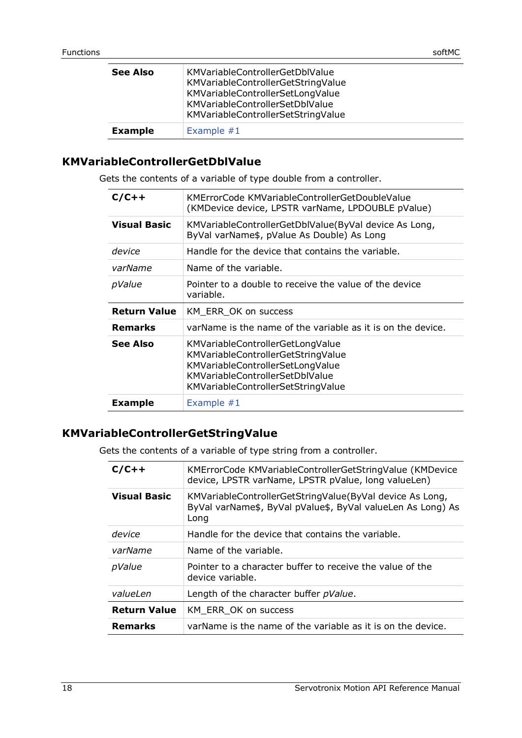| | |
|---|---|
| **See Also** | KMVariableControllerGetDblValue<br>KMVariableControllerGetStringValue<br>KMVariableControllerSetLongValue<br>KMVariableControllerSetDblValue<br>KMVariableControllerSetStringValue |
| **Example** | Example #1 |

## KMVariableControllerGetDblValue

Gets the contents of a variable of type double from a controller.

| | |
|---|---|
| **C/C++** | KMErrorCode KMVariableControllerGetDoubleValue (KMDevice device, LPSTR varName, LPDOUBLE pValue) |
| **Visual Basic** | KMVariableControllerGetDblValue(ByVal device As Long, ByVal varName$, pValue As Double) As Long |
| *device* | Handle for the device that contains the variable. |
| *varName* | Name of the variable. |
| *pValue* | Pointer to a double to receive the value of the device variable. |
| **Return Value** | KM_ERR_OK on success |
| **Remarks** | varName is the name of the variable as it is on the device. |
| **See Also** | KMVariableControllerGetLongValue<br>KMVariableControllerGetStringValue<br>KMVariableControllerSetLongValue<br>KMVariableControllerSetDblValue<br>KMVariableControllerSetStringValue |
| **Example** | Example #1 |

## KMVariableControllerGetStringValue

Gets the contents of a variable of type string from a controller.

| | |
|---|---|
| **C/C++** | KMErrorCode KMVariableControllerGetStringValue (KMDevice device, LPSTR varName, LPSTR pValue, long valueLen) |
| **Visual Basic** | KMVariableControllerGetStringValue(ByVal device As Long, ByVal varName$, ByVal pValue$, ByVal valueLen As Long) As Long |
| *device* | Handle for the device that contains the variable. |
| *varName* | Name of the variable. |
| *pValue* | Pointer to a character buffer to receive the value of the device variable. |
| *valueLen* | Length of the character buffer *pValue*. |
| **Return Value** | KM_ERR_OK on success |
| **Remarks** | varName is the name of the variable as it is on the device. |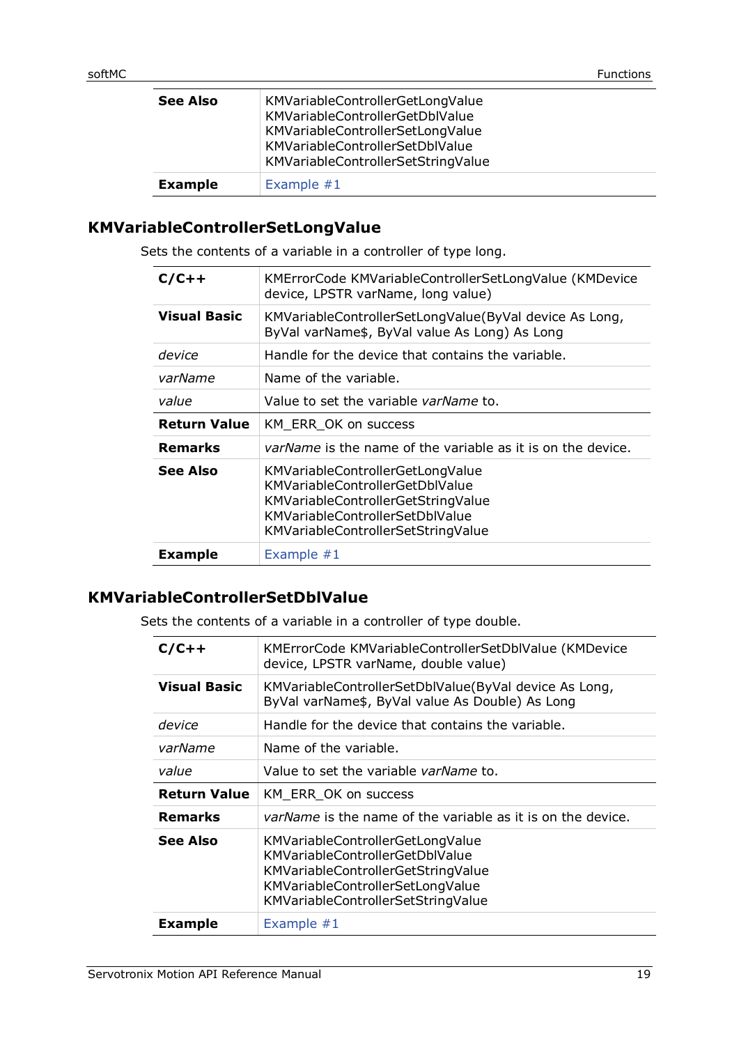| | |
|---|---|
| **See Also** | KMVariableControllerGetLongValue<br>KMVariableControllerGetDblValue<br>KMVariableControllerSetLongValue<br>KMVariableControllerSetDblValue<br>KMVariableControllerSetStringValue |
| **Example** | Example #1 |

## KMVariableControllerSetLongValue

Sets the contents of a variable in a controller of type long.

| | |
|---|---|
| **C/C++** | KMErrorCode KMVariableControllerSetLongValue (KMDevice device, LPSTR varName, long value) |
| **Visual Basic** | KMVariableControllerSetLongValue(ByVal device As Long, ByVal varName$, ByVal value As Long) As Long |
| *device* | Handle for the device that contains the variable. |
| *varName* | Name of the variable. |
| *value* | Value to set the variable *varName* to. |
| **Return Value** | KM_ERR_OK on success |
| **Remarks** | *varName* is the name of the variable as it is on the device. |
| **See Also** | KMVariableControllerGetLongValue<br>KMVariableControllerGetDblValue<br>KMVariableControllerGetStringValue<br>KMVariableControllerSetDblValue<br>KMVariableControllerSetStringValue |
| **Example** | Example #1 |

## KMVariableControllerSetDblValue

Sets the contents of a variable in a controller of type double.

| | |
|---|---|
| **C/C++** | KMErrorCode KMVariableControllerSetDblValue (KMDevice device, LPSTR varName, double value) |
| **Visual Basic** | KMVariableControllerSetDblValue(ByVal device As Long, ByVal varName$, ByVal value As Double) As Long |
| *device* | Handle for the device that contains the variable. |
| *varName* | Name of the variable. |
| *value* | Value to set the variable *varName* to. |
| **Return Value** | KM_ERR_OK on success |
| **Remarks** | *varName* is the name of the variable as it is on the device. |
| **See Also** | KMVariableControllerGetLongValue<br>KMVariableControllerGetDblValue<br>KMVariableControllerGetStringValue<br>KMVariableControllerSetLongValue<br>KMVariableControllerSetStringValue |
| **Example** | Example #1 |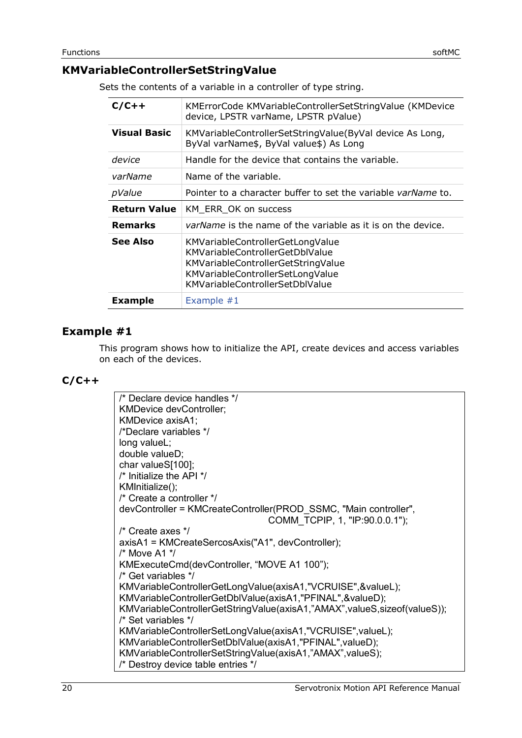## KMVariableControllerSetStringValue

Sets the contents of a variable in a controller of type string.

| | |
|---|---|
| **C/C++** | KMErrorCode KMVariableControllerSetStringValue (KMDevice device, LPSTR varName, LPSTR pValue) |
| **Visual Basic** | KMVariableControllerSetStringValue(ByVal device As Long, ByVal varName$, ByVal value$) As Long |
| *device* | Handle for the device that contains the variable. |
| *varName* | Name of the variable. |
| *pValue* | Pointer to a character buffer to set the variable *varName* to. |
| **Return Value** | KM_ERR_OK on success |
| **Remarks** | *varName* is the name of the variable as it is on the device. |
| **See Also** | KMVariableControllerGetLongValue<br>KMVariableControllerGetDblValue<br>KMVariableControllerGetStringValue<br>KMVariableControllerSetLongValue<br>KMVariableControllerSetDblValue |
| **Example** | Example #1 |

## Example #1

This program shows how to initialize the API, create devices and access variables on each of the devices.

### C/C++

```
/* Declare device handles */
KMDevice devController;
KMDevice axisA1;
/*Declare variables */
long valueL;
double valueD;
char valueS[100];
/* Initialize the API */
KMInitialize();
/* Create a controller */
devController = KMCreateController(PROD_SSMC, "Main controller",
                                   COMM_TCPIP, 1, "IP:90.0.0.1");
/* Create axes */
axisA1 = KMCreateSercosAxis("A1", devController);
/* Move A1 */
KMExecuteCmd(devController, “MOVE A1 100”);
/* Get variables */
KMVariableControllerGetLongValue(axisA1,"VCRUISE",&valueL);
KMVariableControllerGetDblValue(axisA1,"PFINAL",&valueD);
KMVariableControllerGetStringValue(axisA1,”AMAX”,valueS,sizeof(valueS));
/* Set variables */
KMVariableControllerSetLongValue(axisA1,"VCRUISE",valueL);
KMVariableControllerSetDblValue(axisA1,"PFINAL",valueD);
KMVariableControllerSetStringValue(axisA1,”AMAX”,valueS);
/* Destroy device table entries */
```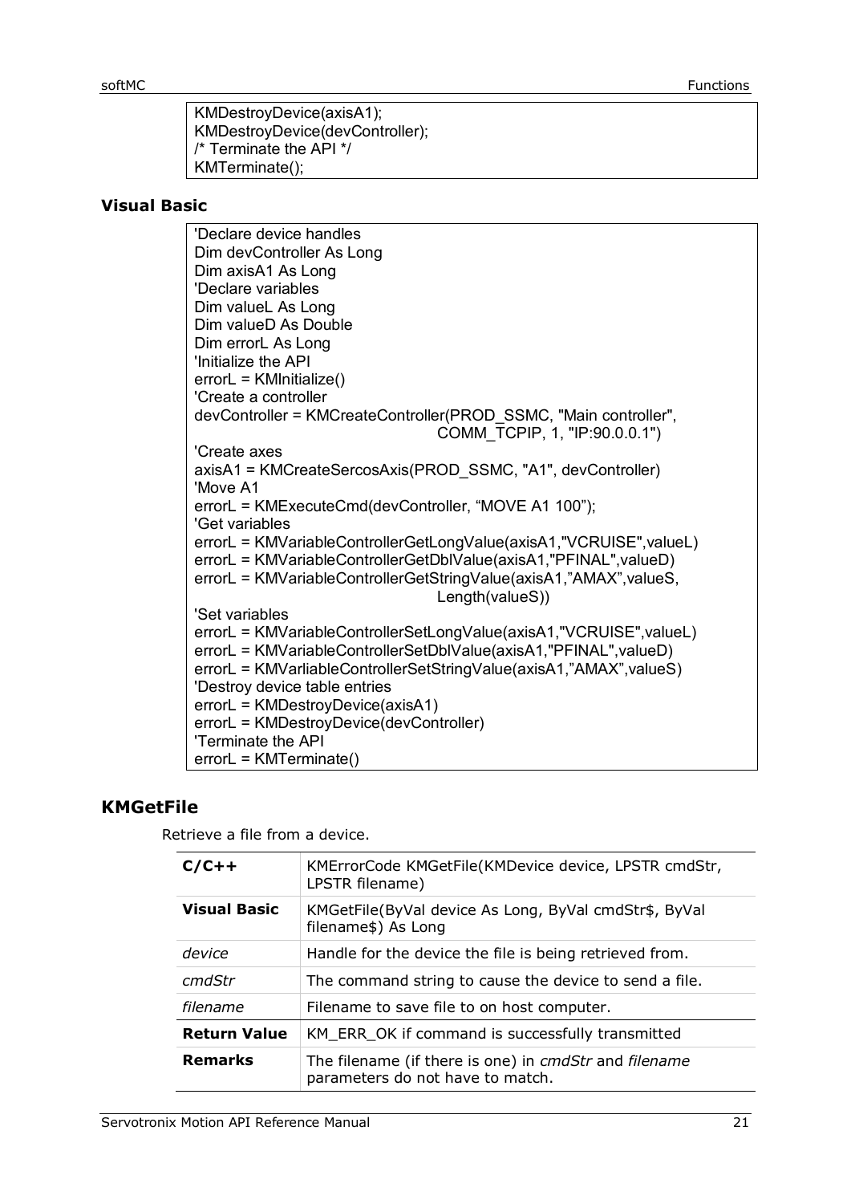```
KMDestroyDevice(axisA1);
KMDestroyDevice(devController);
/* Terminate the API */
KMTerminate();
```

### Visual Basic

```
'Declare device handles
Dim devController As Long
Dim axisA1 As Long
'Declare variables
Dim valueL As Long
Dim valueD As Double
Dim errorL As Long
'Initialize the API
errorL = KMInitialize()
'Create a controller
devController = KMCreateController(PROD_SSMC, "Main controller",
                                   COMM_TCPIP, 1, "IP:90.0.0.1")
'Create axes
axisA1 = KMCreateSercosAxis(PROD_SSMC, "A1", devController)
'Move A1
errorL = KMExecuteCmd(devController, “MOVE A1 100”);
'Get variables
errorL = KMVariableControllerGetLongValue(axisA1,"VCRUISE",valueL)
errorL = KMVariableControllerGetDblValue(axisA1,"PFINAL",valueD)
errorL = KMVariableControllerGetStringValue(axisA1,”AMAX”,valueS,
                                   Length(valueS))
'Set variables
errorL = KMVariableControllerSetLongValue(axisA1,"VCRUISE",valueL)
errorL = KMVariableControllerSetDblValue(axisA1,"PFINAL",valueD)
errorL = KMVarliableControllerSetStringValue(axisA1,”AMAX”,valueS)
'Destroy device table entries
errorL = KMDestroyDevice(axisA1)
errorL = KMDestroyDevice(devController)
'Terminate the API
errorL = KMTerminate()
```

## KMGetFile

Retrieve a file from a device.

| | |
|---|---|
| **C/C++** | KMErrorCode KMGetFile(KMDevice device, LPSTR cmdStr, LPSTR filename) |
| **Visual Basic** | KMGetFile(ByVal device As Long, ByVal cmdStr$, ByVal filename$) As Long |
| *device* | Handle for the device the file is being retrieved from. |
| *cmdStr* | The command string to cause the device to send a file. |
| *filename* | Filename to save file to on host computer. |
| **Return Value** | KM_ERR_OK if command is successfully transmitted |
| **Remarks** | The filename (if there is one) in *cmdStr* and *filename* parameters do not have to match. |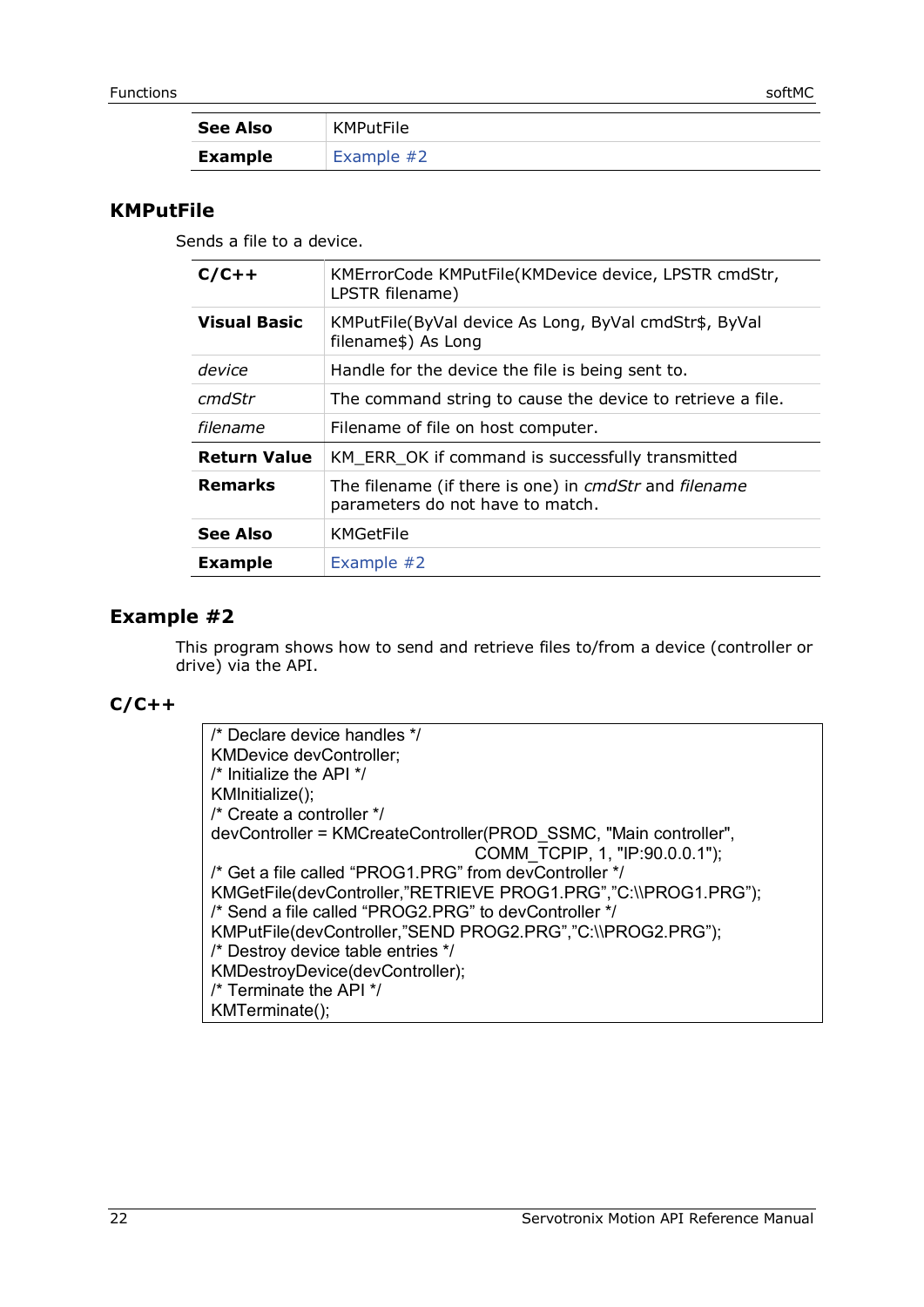| | |
|---|---|
| **See Also** | KMPutFile |
| **Example** | Example #2 |

## KMPutFile

Sends a file to a device.

| | |
|---|---|
| **C/C++** | KMErrorCode KMPutFile(KMDevice device, LPSTR cmdStr, LPSTR filename) |
| **Visual Basic** | KMPutFile(ByVal device As Long, ByVal cmdStr$, ByVal filename$) As Long |
| *device* | Handle for the device the file is being sent to. |
| *cmdStr* | The command string to cause the device to retrieve a file. |
| *filename* | Filename of file on host computer. |
| **Return Value** | KM_ERR_OK if command is successfully transmitted |
| **Remarks** | The filename (if there is one) in *cmdStr* and *filename* parameters do not have to match. |
| **See Also** | KMGetFile |
| **Example** | Example #2 |

## Example #2

This program shows how to send and retrieve files to/from a device (controller or drive) via the API.

### C/C++

```
/* Declare device handles */
KMDevice devController;
/* Initialize the API */
KMInitialize();
/* Create a controller */
devController = KMCreateController(PROD_SSMC, "Main controller",
                                   COMM_TCPIP, 1, "IP:90.0.0.1");
/* Get a file called “PROG1.PRG” from devController */
KMGetFile(devController,”RETRIEVE PROG1.PRG”,”C:\\PROG1.PRG”);
/* Send a file called “PROG2.PRG” to devController */
KMPutFile(devController,”SEND PROG2.PRG”,”C:\\PROG2.PRG”);
/* Destroy device table entries */
KMDestroyDevice(devController);
/* Terminate the API */
KMTerminate();
```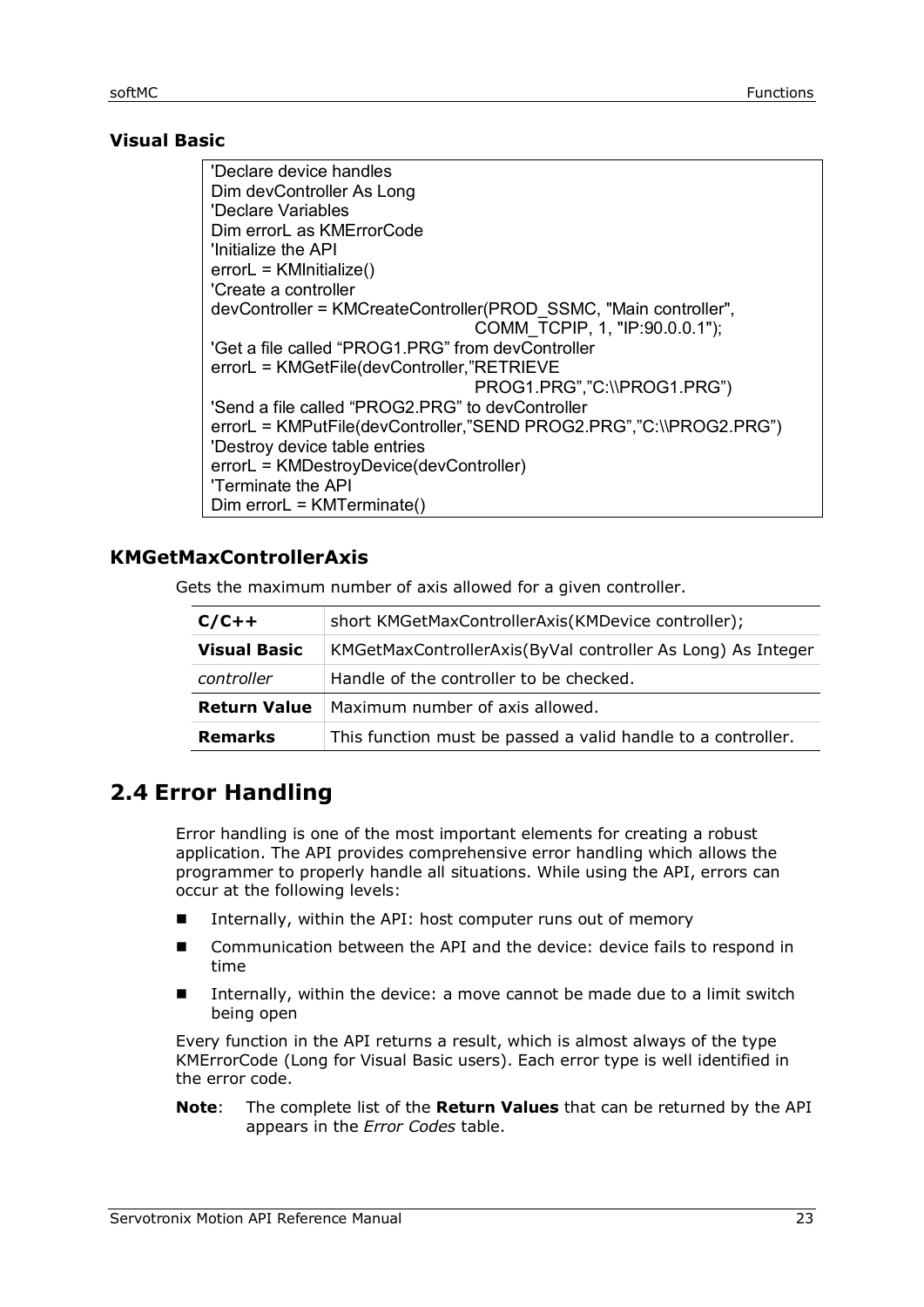### Visual Basic

```
'Declare device handles
Dim devController As Long
'Declare Variables
Dim errorL as KMErrorCode
'Initialize the API
errorL = KMInitialize()
'Create a controller
devController = KMCreateController(PROD_SSMC, "Main controller",
                                   COMM_TCPIP, 1, "IP:90.0.0.1");
'Get a file called "PROG1.PRG" from devController
errorL = KMGetFile(devController,"RETRIEVE
                                   PROG1.PRG","C:\\PROG1.PRG")
'Send a file called "PROG2.PRG" to devController
errorL = KMPutFile(devController,"SEND PROG2.PRG","C:\\PROG2.PRG")
'Destroy device table entries
errorL = KMDestroyDevice(devController)
'Terminate the API
Dim errorL = KMTerminate()
```

## KMGetMaxControllerAxis

Gets the maximum number of axis allowed for a given controller.

| | |
|---|---|
| **C/C++** | short KMGetMaxControllerAxis(KMDevice controller); |
| **Visual Basic** | KMGetMaxControllerAxis(ByVal controller As Long) As Integer |
| *controller* | Handle of the controller to be checked. |
| **Return Value** | Maximum number of axis allowed. |
| **Remarks** | This function must be passed a valid handle to a controller. |

# 2.4 Error Handling

Error handling is one of the most important elements for creating a robust application. The API provides comprehensive error handling which allows the programmer to properly handle all situations. While using the API, errors can occur at the following levels:

- Internally, within the API: host computer runs out of memory
- Communication between the API and the device: device fails to respond in time
- Internally, within the device: a move cannot be made due to a limit switch being open

Every function in the API returns a result, which is almost always of the type KMErrorCode (Long for Visual Basic users). Each error type is well identified in the error code.

**Note**: The complete list of the **Return Values** that can be returned by the API appears in the *Error Codes* table.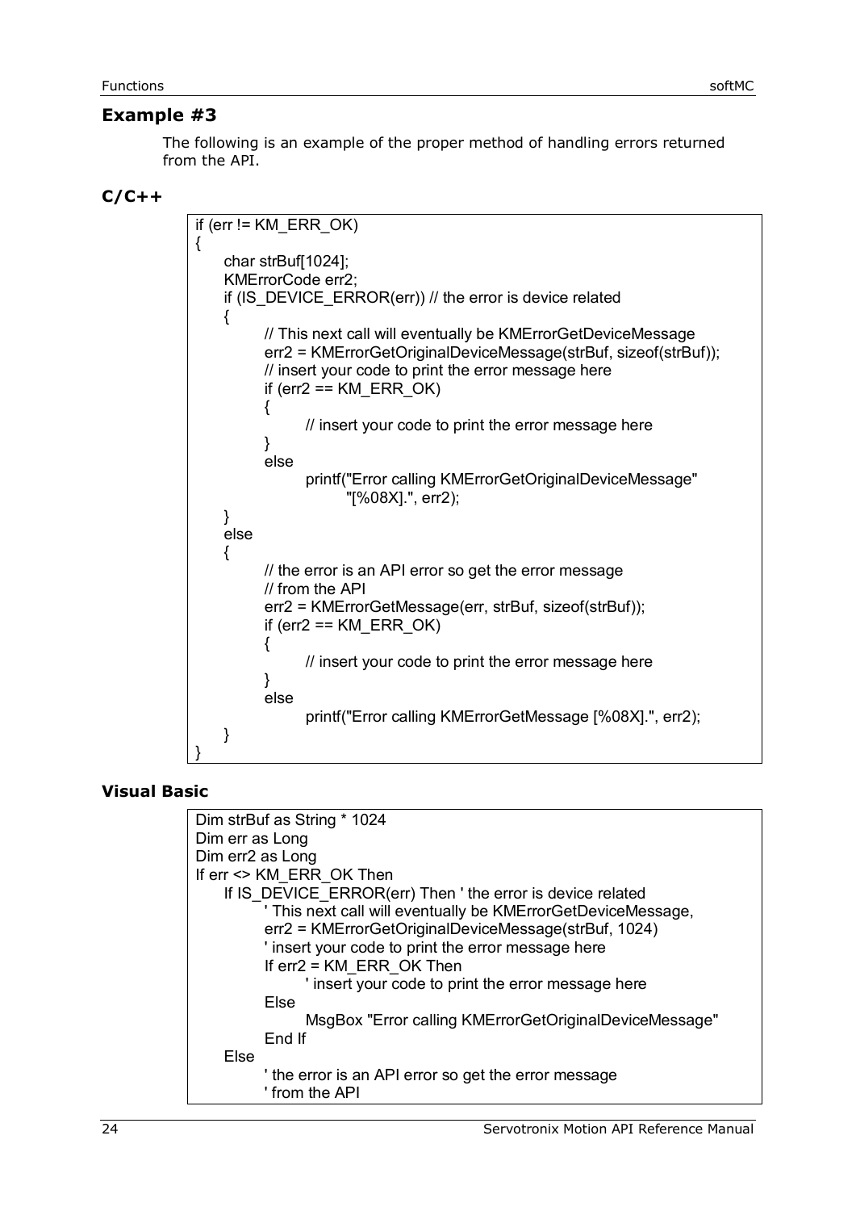## Example #3

The following is an example of the proper method of handling errors returned from the API.

### C/C++

```
if (err != KM_ERR_OK)
{
    char strBuf[1024];
    KMErrorCode err2;
    if (IS_DEVICE_ERROR(err)) // the error is device related
    {
        // This next call will eventually be KMErrorGetDeviceMessage
        err2 = KMErrorGetOriginalDeviceMessage(strBuf, sizeof(strBuf));
        // insert your code to print the error message here
        if (err2 == KM_ERR_OK)
        {
            // insert your code to print the error message here
        }
        else
            printf("Error calling KMErrorGetOriginalDeviceMessage"
                "[%08X].", err2);
    }
    else
    {
        // the error is an API error so get the error message
        // from the API
        err2 = KMErrorGetMessage(err, strBuf, sizeof(strBuf));
        if (err2 == KM_ERR_OK)
        {
            // insert your code to print the error message here
        }
        else
            printf("Error calling KMErrorGetMessage [%08X].", err2);
    }
}
```

### Visual Basic

```
Dim strBuf as String * 1024
Dim err as Long
Dim err2 as Long
If err <> KM_ERR_OK Then
    If IS_DEVICE_ERROR(err) Then ' the error is device related
        ' This next call will eventually be KMErrorGetDeviceMessage,
        err2 = KMErrorGetOriginalDeviceMessage(strBuf, 1024)
        ' insert your code to print the error message here
        If err2 = KM_ERR_OK Then
            ' insert your code to print the error message here
        Else
            MsgBox "Error calling KMErrorGetOriginalDeviceMessage"
        End If
    Else
        ' the error is an API error so get the error message
        ' from the API
```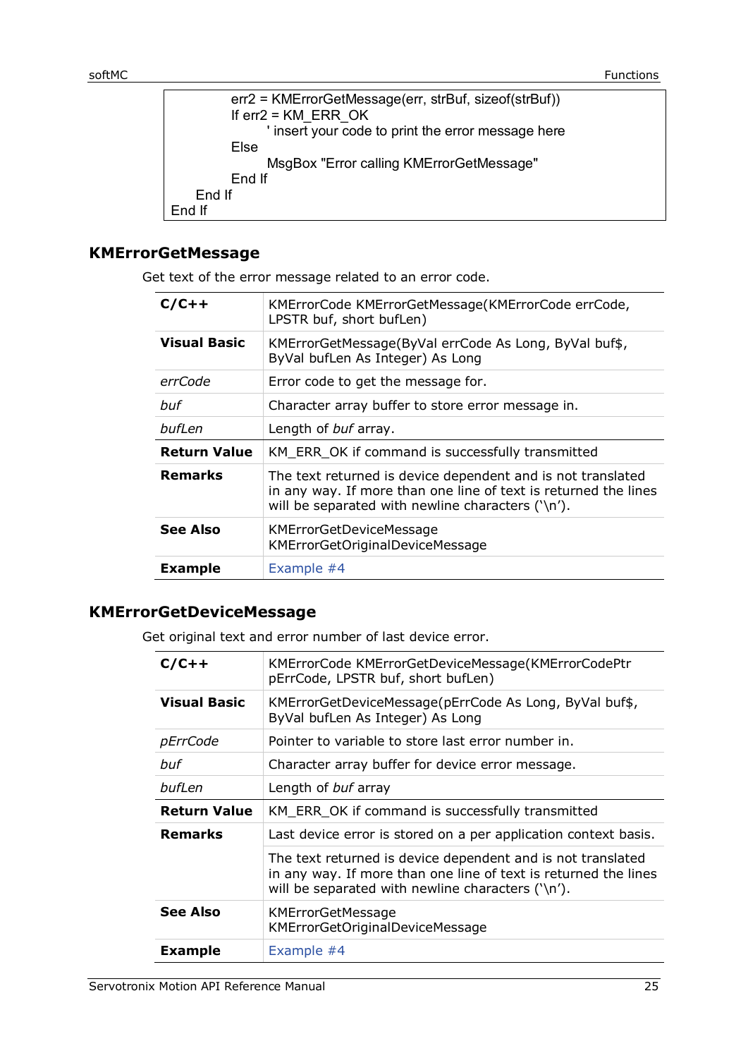```
            err2 = KMErrorGetMessage(err, strBuf, sizeof(strBuf))
            If err2 = KM_ERR_OK
                ' insert your code to print the error message here
            Else
                MsgBox "Error calling KMErrorGetMessage"
            End If
        End If
End If
```

## KMErrorGetMessage

Get text of the error message related to an error code.

| | |
|---|---|
| **C/C++** | KMErrorCode KMErrorGetMessage(KMErrorCode errCode, LPSTR buf, short bufLen) |
| **Visual Basic** | KMErrorGetMessage(ByVal errCode As Long, ByVal buf$, ByVal bufLen As Integer) As Long |
| *errCode* | Error code to get the message for. |
| *buf* | Character array buffer to store error message in. |
| *bufLen* | Length of *buf* array. |
| **Return Value** | KM_ERR_OK if command is successfully transmitted |
| **Remarks** | The text returned is device dependent and is not translated in any way. If more than one line of text is returned the lines will be separated with newline characters ('\n'). |
| **See Also** | KMErrorGetDeviceMessage<br>KMErrorGetOriginalDeviceMessage |
| **Example** | Example #4 |

## KMErrorGetDeviceMessage

Get original text and error number of last device error.

| | |
|---|---|
| **C/C++** | KMErrorCode KMErrorGetDeviceMessage(KMErrorCodePtr pErrCode, LPSTR buf, short bufLen) |
| **Visual Basic** | KMErrorGetDeviceMessage(pErrCode As Long, ByVal buf$, ByVal bufLen As Integer) As Long |
| *pErrCode* | Pointer to variable to store last error number in. |
| *buf* | Character array buffer for device error message. |
| *bufLen* | Length of *buf* array |
| **Return Value** | KM_ERR_OK if command is successfully transmitted |
| **Remarks** | Last device error is stored on a per application context basis. |
| | The text returned is device dependent and is not translated in any way. If more than one line of text is returned the lines will be separated with newline characters ('\n'). |
| **See Also** | KMErrorGetMessage<br>KMErrorGetOriginalDeviceMessage |
| **Example** | Example #4 |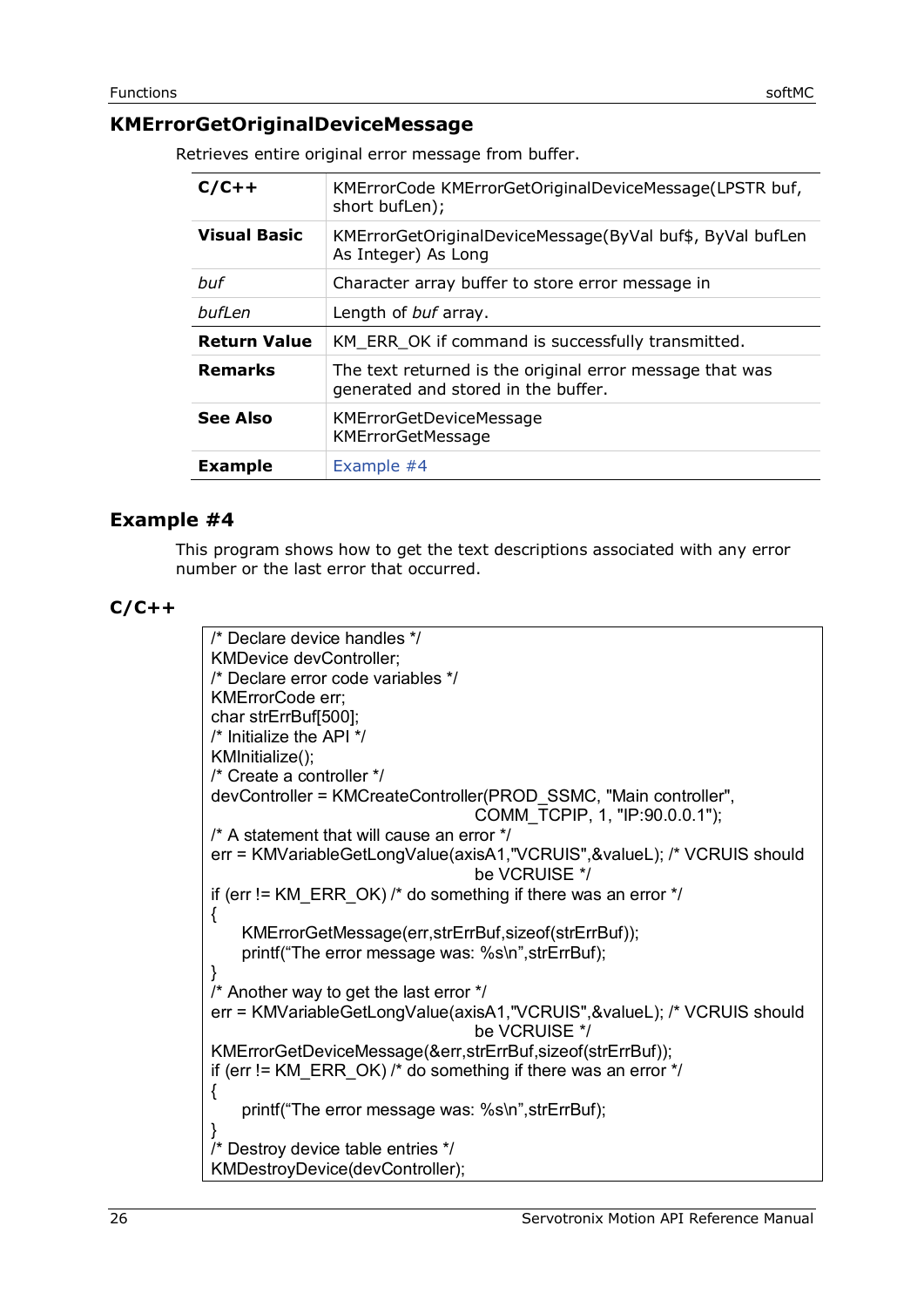## KMErrorGetOriginalDeviceMessage

Retrieves entire original error message from buffer.

| | |
|---|---|
| **C/C++** | KMErrorCode KMErrorGetOriginalDeviceMessage(LPSTR buf, short bufLen); |
| **Visual Basic** | KMErrorGetOriginalDeviceMessage(ByVal buf$, ByVal bufLen As Integer) As Long |
| *buf* | Character array buffer to store error message in |
| *bufLen* | Length of *buf* array. |
| **Return Value** | KM_ERR_OK if command is successfully transmitted. |
| **Remarks** | The text returned is the original error message that was generated and stored in the buffer. |
| **See Also** | KMErrorGetDeviceMessage<br>KMErrorGetMessage |
| **Example** | Example #4 |

## Example #4

This program shows how to get the text descriptions associated with any error number or the last error that occurred.

### C/C++

```
/* Declare device handles */
KMDevice devController;
/* Declare error code variables */
KMErrorCode err;
char strErrBuf[500];
/* Initialize the API */
KMInitialize();
/* Create a controller */
devController = KMCreateController(PROD_SSMC, "Main controller",
                                   COMM_TCPIP, 1, "IP:90.0.0.1");
/* A statement that will cause an error */
err = KMVariableGetLongValue(axisA1,"VCRUIS",&valueL); /* VCRUIS should
                                   be VCRUISE */
if (err != KM_ERR_OK) /* do something if there was an error */
{
    KMErrorGetMessage(err,strErrBuf,sizeof(strErrBuf));
    printf("The error message was: %s\n",strErrBuf);
}
/* Another way to get the last error */
err = KMVariableGetLongValue(axisA1,"VCRUIS",&valueL); /* VCRUIS should
                                   be VCRUISE */
KMErrorGetDeviceMessage(&err,strErrBuf,sizeof(strErrBuf));
if (err != KM_ERR_OK) /* do something if there was an error */
{
    printf("The error message was: %s\n",strErrBuf);
}
/* Destroy device table entries */
KMDestroyDevice(devController);
```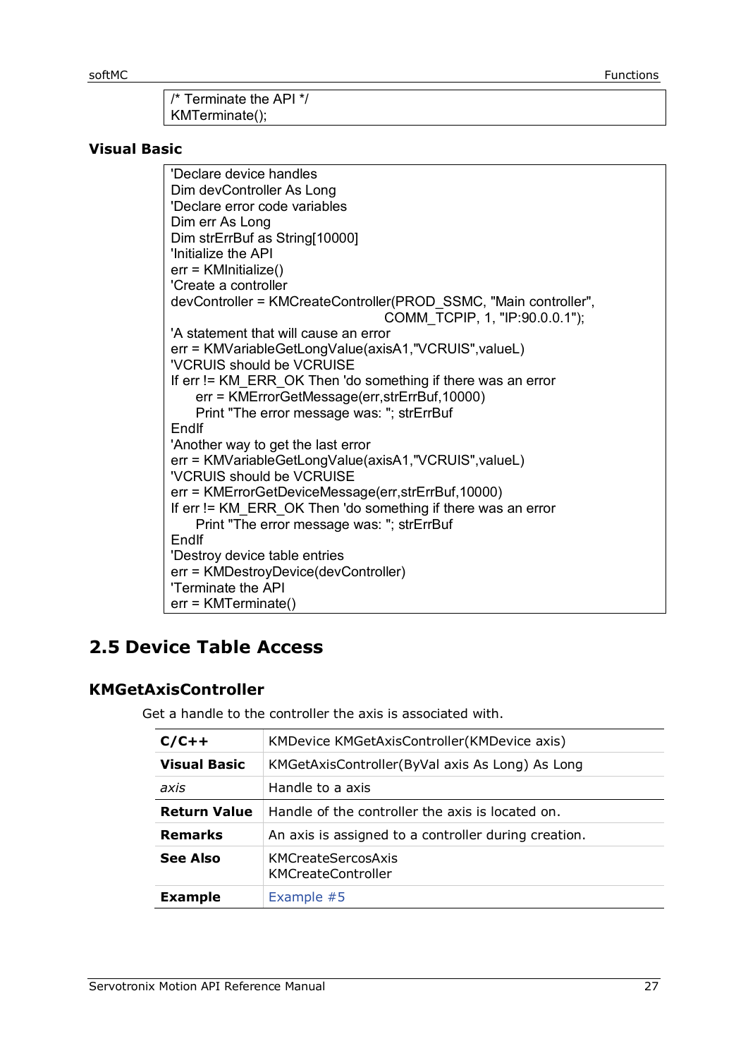```
/* Terminate the API */
KMTerminate();
```

**Visual Basic**

```
'Declare device handles
Dim devController As Long
'Declare error code variables
Dim err As Long
Dim strErrBuf as String[10000]
'Initialize the API
err = KMInitialize()
'Create a controller
devController = KMCreateController(PROD_SSMC, "Main controller",
                                    COMM_TCPIP, 1, "IP:90.0.0.1");
'A statement that will cause an error
err = KMVariableGetLongValue(axisA1,"VCRUIS",valueL)
'VCRUIS should be VCRUISE
If err != KM_ERR_OK Then 'do something if there was an error
    err = KMErrorGetMessage(err,strErrBuf,10000)
    Print "The error message was: "; strErrBuf
EndIf
'Another way to get the last error
err = KMVariableGetLongValue(axisA1,"VCRUIS",valueL)
'VCRUIS should be VCRUISE
err = KMErrorGetDeviceMessage(err,strErrBuf,10000)
If err != KM_ERR_OK Then 'do something if there was an error
    Print "The error message was: "; strErrBuf
EndIf
'Destroy device table entries
err = KMDestroyDevice(devController)
'Terminate the API
err = KMTerminate()
```

## 2.5 Device Table Access

### KMGetAxisController

Get a handle to the controller the axis is associated with.

| | |
|---|---|
| **C/C++** | KMDevice KMGetAxisController(KMDevice axis) |
| **Visual Basic** | KMGetAxisController(ByVal axis As Long) As Long |
| *axis* | Handle to a axis |
| **Return Value** | Handle of the controller the axis is located on. |
| **Remarks** | An axis is assigned to a controller during creation. |
| **See Also** | KMCreateSercosAxis<br>KMCreateController |
| **Example** | Example #5 |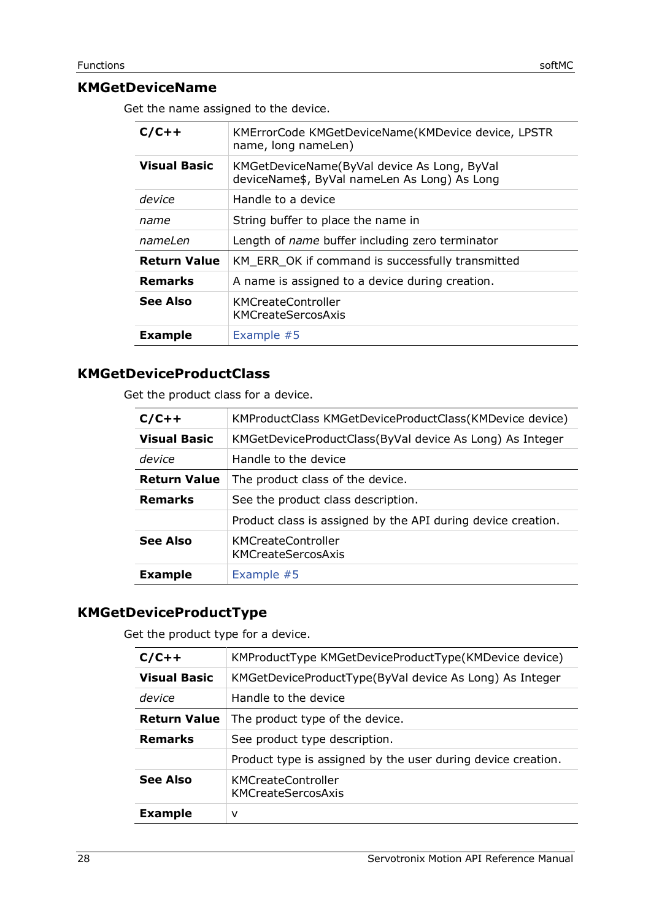## KMGetDeviceName

Get the name assigned to the device.

| | |
|---|---|
| **C/C++** | KMErrorCode KMGetDeviceName(KMDevice device, LPSTR name, long nameLen) |
| **Visual Basic** | KMGetDeviceName(ByVal device As Long, ByVal deviceName$, ByVal nameLen As Long) As Long |
| *device* | Handle to a device |
| *name* | String buffer to place the name in |
| *nameLen* | Length of *name* buffer including zero terminator |
| **Return Value** | KM_ERR_OK if command is successfully transmitted |
| **Remarks** | A name is assigned to a device during creation. |
| **See Also** | KMCreateController<br>KMCreateSercosAxis |
| **Example** | Example #5 |

## KMGetDeviceProductClass

Get the product class for a device.

| | |
|---|---|
| **C/C++** | KMProductClass KMGetDeviceProductClass(KMDevice device) |
| **Visual Basic** | KMGetDeviceProductClass(ByVal device As Long) As Integer |
| *device* | Handle to the device |
| **Return Value** | The product class of the device. |
| **Remarks** | See the product class description. |
| | Product class is assigned by the API during device creation. |
| **See Also** | KMCreateController<br>KMCreateSercosAxis |
| **Example** | Example #5 |

## KMGetDeviceProductType

Get the product type for a device.

| | |
|---|---|
| **C/C++** | KMProductType KMGetDeviceProductType(KMDevice device) |
| **Visual Basic** | KMGetDeviceProductType(ByVal device As Long) As Integer |
| *device* | Handle to the device |
| **Return Value** | The product type of the device. |
| **Remarks** | See product type description. |
| | Product type is assigned by the user during device creation. |
| **See Also** | KMCreateController<br>KMCreateSercosAxis |
| **Example** | v |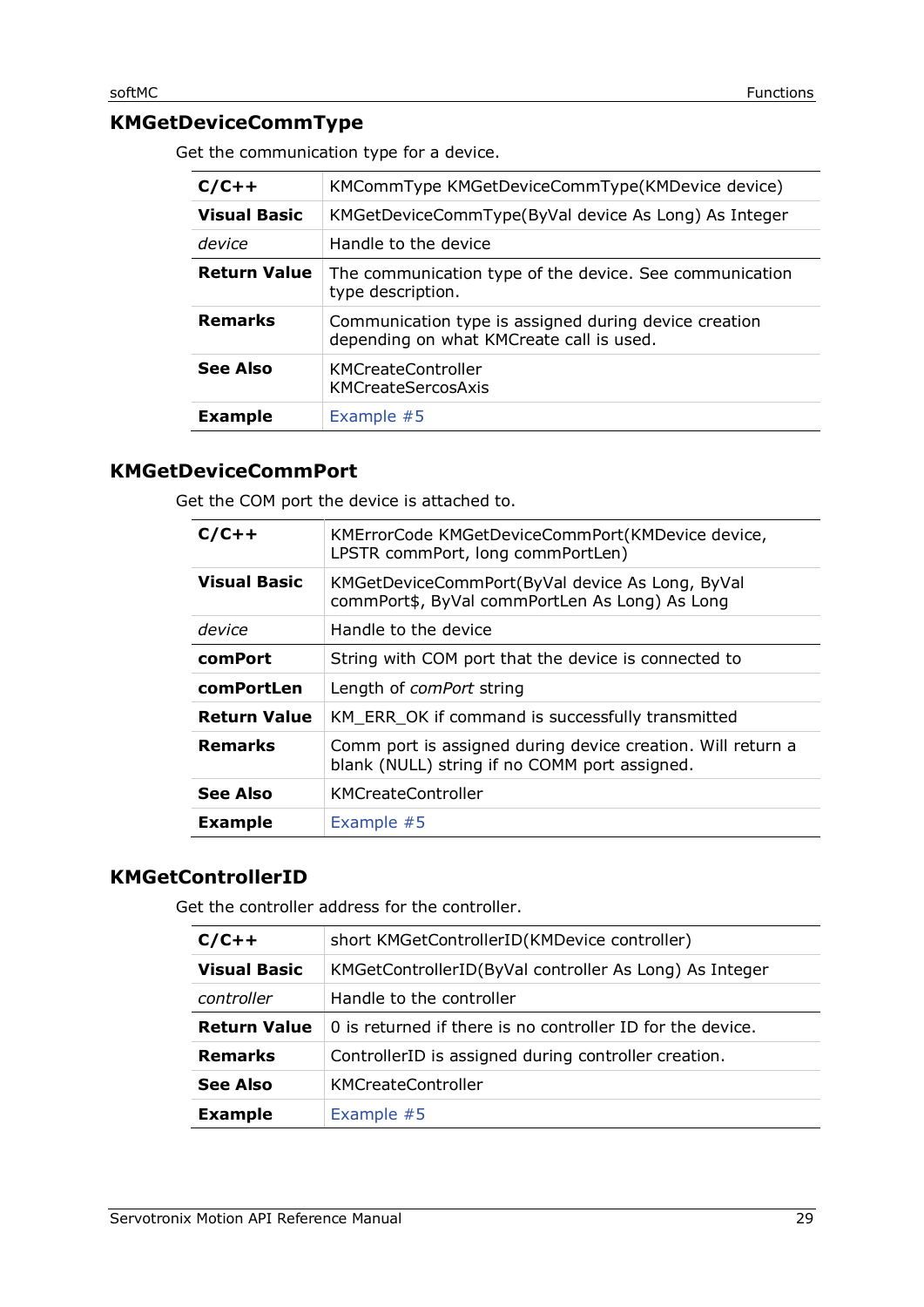## KMGetDeviceCommType

Get the communication type for a device.

| | |
|---|---|
| **C/C++** | KMCommType KMGetDeviceCommType(KMDevice device) |
| **Visual Basic** | KMGetDeviceCommType(ByVal device As Long) As Integer |
| *device* | Handle to the device |
| **Return Value** | The communication type of the device. See communication type description. |
| **Remarks** | Communication type is assigned during device creation depending on what KMCreate call is used. |
| **See Also** | KMCreateController<br>KMCreateSercosAxis |
| **Example** | Example #5 |

## KMGetDeviceCommPort

Get the COM port the device is attached to.

| | |
|---|---|
| **C/C++** | KMErrorCode KMGetDeviceCommPort(KMDevice device, LPSTR commPort, long commPortLen) |
| **Visual Basic** | KMGetDeviceCommPort(ByVal device As Long, ByVal commPort$, ByVal commPortLen As Long) As Long |
| *device* | Handle to the device |
| **comPort** | String with COM port that the device is connected to |
| **comPortLen** | Length of *comPort* string |
| **Return Value** | KM_ERR_OK if command is successfully transmitted |
| **Remarks** | Comm port is assigned during device creation. Will return a blank (NULL) string if no COMM port assigned. |
| **See Also** | KMCreateController |
| **Example** | Example #5 |

## KMGetControllerID

Get the controller address for the controller.

| | |
|---|---|
| **C/C++** | short KMGetControllerID(KMDevice controller) |
| **Visual Basic** | KMGetControllerID(ByVal controller As Long) As Integer |
| *controller* | Handle to the controller |
| **Return Value** | 0 is returned if there is no controller ID for the device. |
| **Remarks** | ControllerID is assigned during controller creation. |
| **See Also** | KMCreateController |
| **Example** | Example #5 |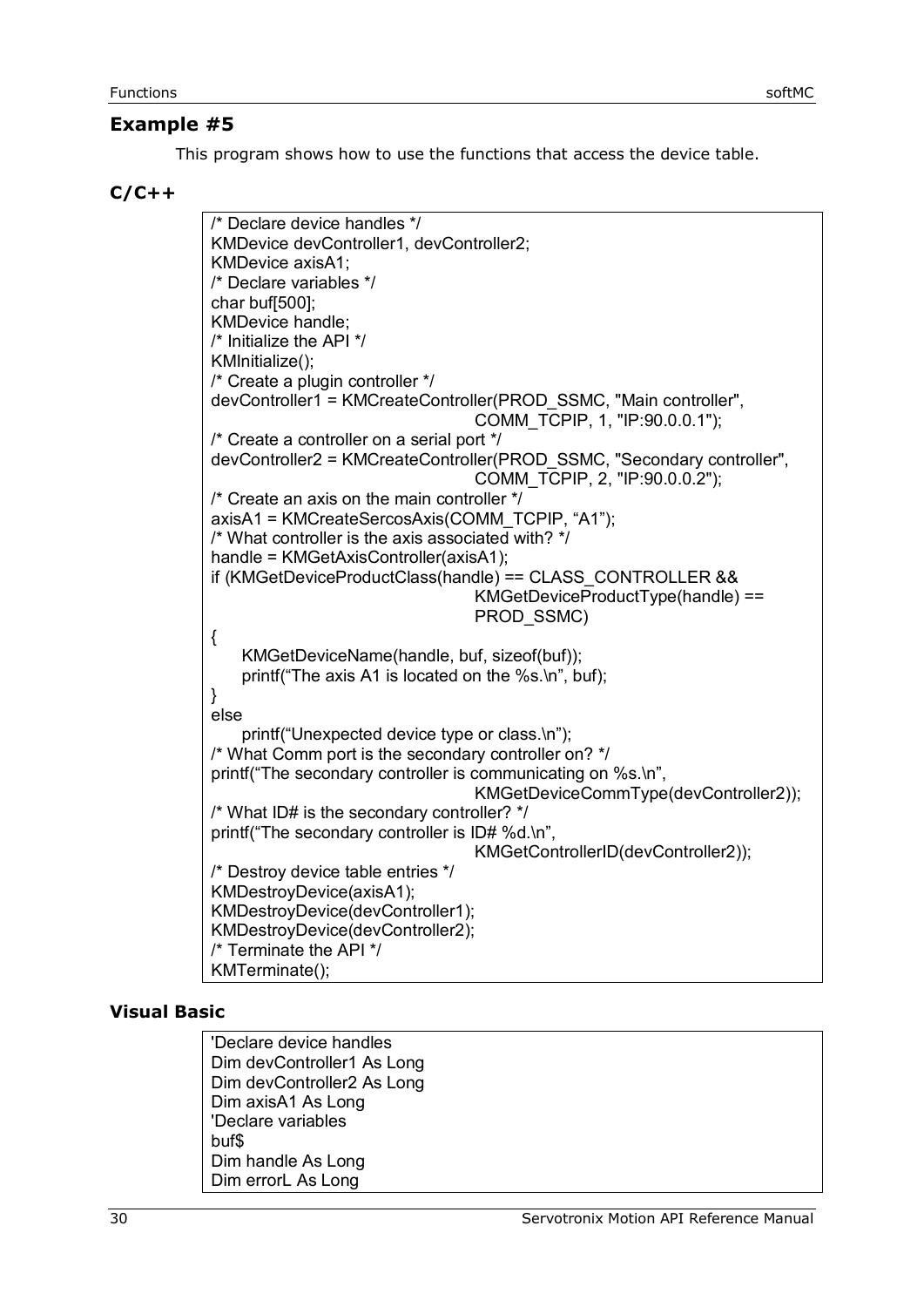## Example #5

This program shows how to use the functions that access the device table.

### C/C++

```
/* Declare device handles */
KMDevice devController1, devController2;
KMDevice axisA1;
/* Declare variables */
char buf[500];
KMDevice handle;
/* Initialize the API */
KMInitialize();
/* Create a plugin controller */
devController1 = KMCreateController(PROD_SSMC, "Main controller",
                                    COMM_TCPIP, 1, "IP:90.0.0.1");
/* Create a controller on a serial port */
devController2 = KMCreateController(PROD_SSMC, "Secondary controller",
                                    COMM_TCPIP, 2, "IP:90.0.0.2");
/* Create an axis on the main controller */
axisA1 = KMCreateSercosAxis(COMM_TCPIP, “A1”);
/* What controller is the axis associated with? */
handle = KMGetAxisController(axisA1);
if (KMGetDeviceProductClass(handle) == CLASS_CONTROLLER &&
                                    KMGetDeviceProductType(handle) ==
                                    PROD_SSMC)
{
    KMGetDeviceName(handle, buf, sizeof(buf));
    printf(“The axis A1 is located on the %s.\n”, buf);
}
else
    printf(“Unexpected device type or class.\n”);
/* What Comm port is the secondary controller on? */
printf(“The secondary controller is communicating on %s.\n”,
                                    KMGetDeviceCommType(devController2));
/* What ID# is the secondary controller? */
printf(“The secondary controller is ID# %d.\n”,
                                    KMGetControllerID(devController2));
/* Destroy device table entries */
KMDestroyDevice(axisA1);
KMDestroyDevice(devController1);
KMDestroyDevice(devController2);
/* Terminate the API */
KMTerminate();
```

### Visual Basic

```
'Declare device handles
Dim devController1 As Long
Dim devController2 As Long
Dim axisA1 As Long
'Declare variables
buf$
Dim handle As Long
Dim errorL As Long
```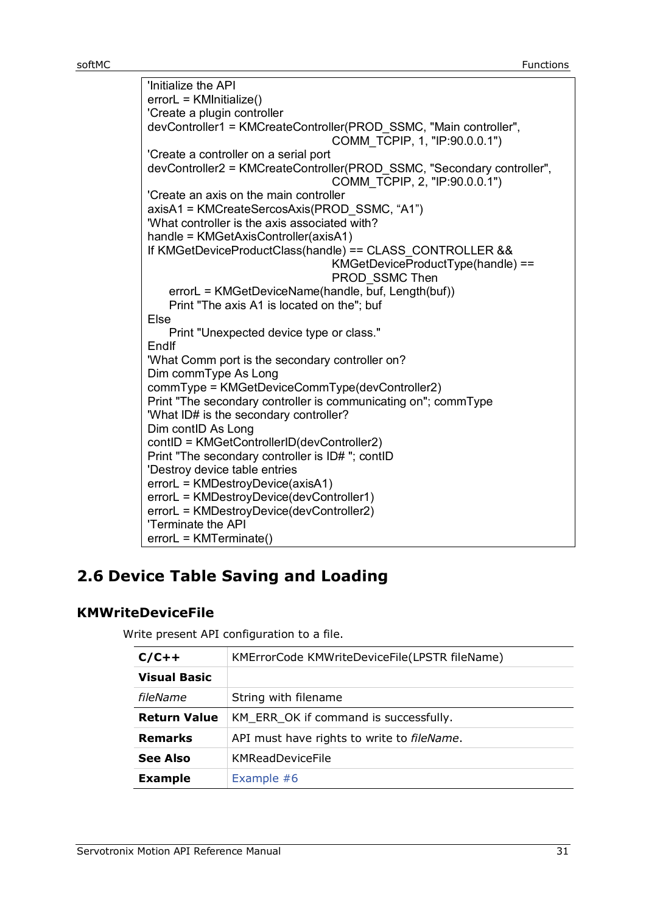```
'Initialize the API
errorL = KMInitialize()
'Create a plugin controller
devController1 = KMCreateController(PROD_SSMC, "Main controller",
                                    COMM_TCPIP, 1, "IP:90.0.0.1")
'Create a controller on a serial port
devController2 = KMCreateController(PROD_SSMC, "Secondary controller",
                                    COMM_TCPIP, 2, "IP:90.0.0.1")
'Create an axis on the main controller
axisA1 = KMCreateSercosAxis(PROD_SSMC, "A1")
'What controller is the axis associated with?
handle = KMGetAxisController(axisA1)
If KMGetDeviceProductClass(handle) == CLASS_CONTROLLER &&
                                    KMGetDeviceProductType(handle) ==
                                    PROD_SSMC Then
    errorL = KMGetDeviceName(handle, buf, Length(buf))
    Print "The axis A1 is located on the"; buf
Else
    Print "Unexpected device type or class."
EndIf
'What Comm port is the secondary controller on?
Dim commType As Long
commType = KMGetDeviceCommType(devController2)
Print "The secondary controller is communicating on"; commType
'What ID# is the secondary controller?
Dim contID As Long
contID = KMGetControllerID(devController2)
Print "The secondary controller is ID# "; contID
'Destroy device table entries
errorL = KMDestroyDevice(axisA1)
errorL = KMDestroyDevice(devController1)
errorL = KMDestroyDevice(devController2)
'Terminate the API
errorL = KMTerminate()
```

## 2.6 Device Table Saving and Loading

### KMWriteDeviceFile

Write present API configuration to a file.

| | |
|---|---|
| **C/C++** | KMErrorCode KMWriteDeviceFile(LPSTR fileName) |
| **Visual Basic** | |
| *fileName* | String with filename |
| **Return Value** | KM_ERR_OK if command is successfully. |
| **Remarks** | API must have rights to write to *fileName*. |
| **See Also** | KMReadDeviceFile |
| **Example** | Example #6 |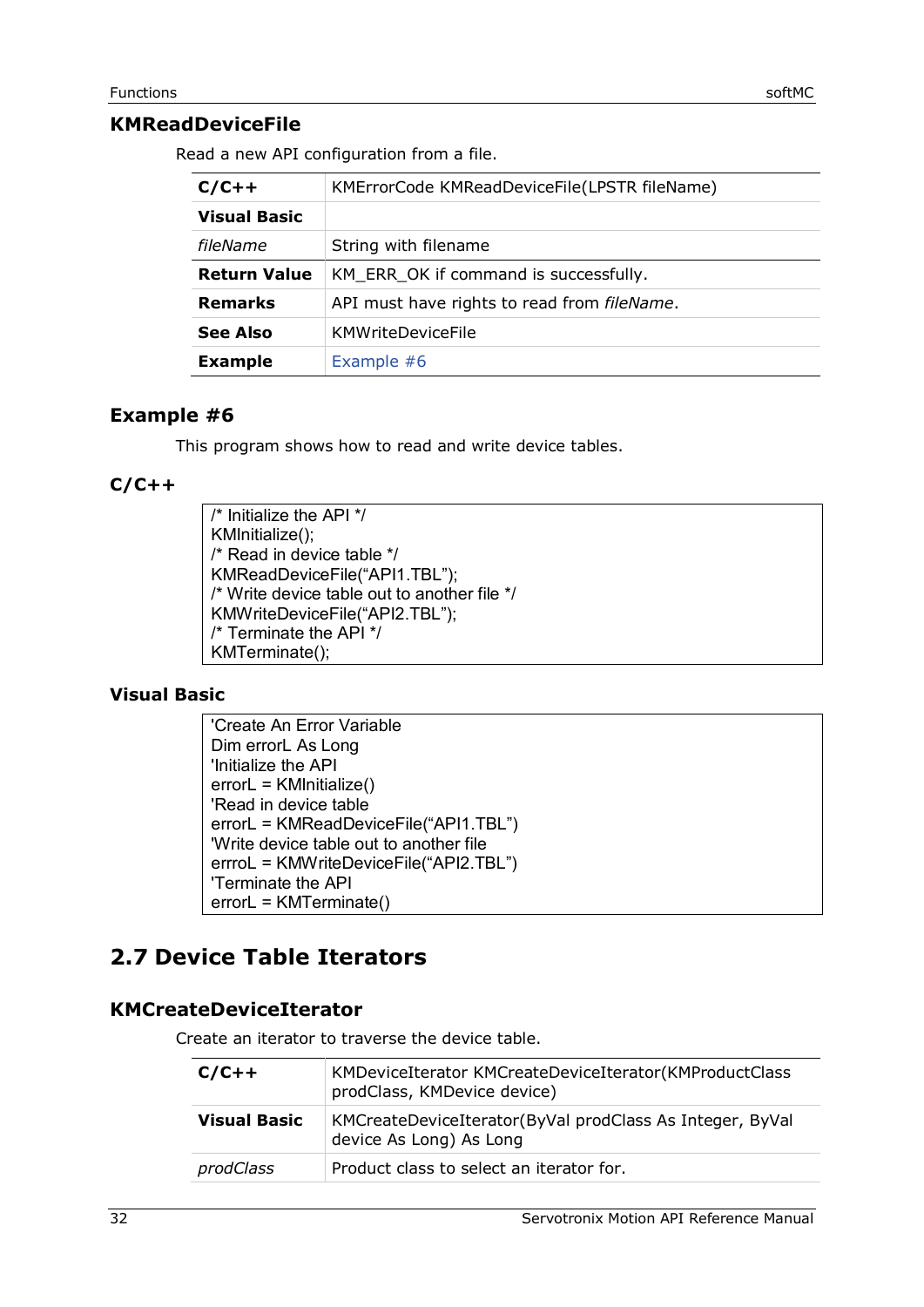### KMReadDeviceFile

Read a new API configuration from a file.

| | |
|---|---|
| **C/C++** | KMErrorCode KMReadDeviceFile(LPSTR fileName) |
| **Visual Basic** | |
| *fileName* | String with filename |
| **Return Value** | KM_ERR_OK if command is successfully. |
| **Remarks** | API must have rights to read from *fileName*. |
| **See Also** | KMWriteDeviceFile |
| **Example** | Example #6 |

### Example #6

This program shows how to read and write device tables.

### C/C++

```
/* Initialize the API */
KMInitialize();
/* Read in device table */
KMReadDeviceFile("API1.TBL");
/* Write device table out to another file */
KMWriteDeviceFile("API2.TBL");
/* Terminate the API */
KMTerminate();
```

### Visual Basic

```
'Create An Error Variable
Dim errorL As Long
'Initialize the API
errorL = KMInitialize()
'Read in device table
errorL = KMReadDeviceFile("API1.TBL")
'Write device table out to another file
erroL = KMWriteDeviceFile("API2.TBL")
'Terminate the API
errorL = KMTerminate()
```

## 2.7 Device Table Iterators

### KMCreateDeviceIterator

Create an iterator to traverse the device table.

| | |
|---|---|
| **C/C++** | KMDeviceIterator KMCreateDeviceIterator(KMProductClass prodClass, KMDevice device) |
| **Visual Basic** | KMCreateDeviceIterator(ByVal prodClass As Integer, ByVal device As Long) As Long |
| *prodClass* | Product class to select an iterator for. |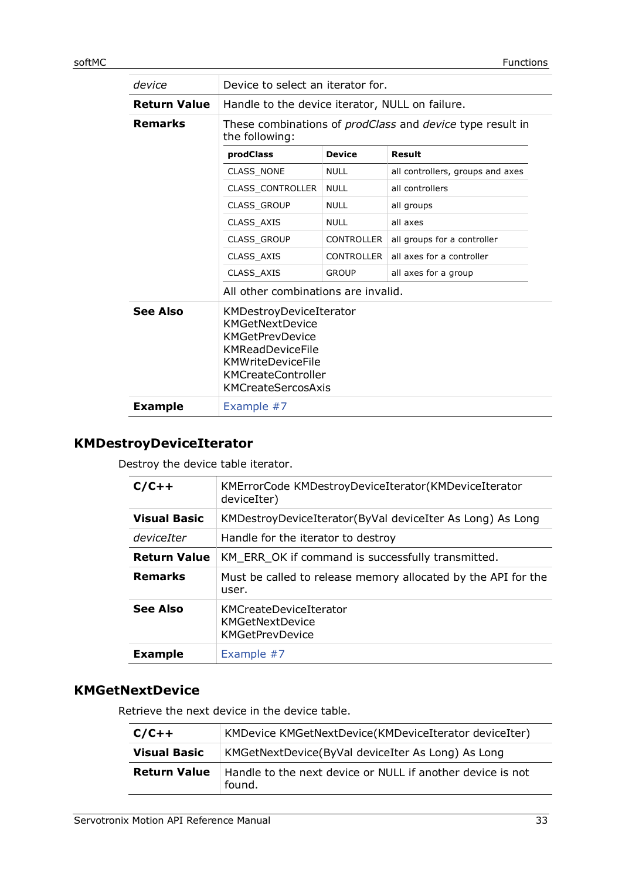| | |
|---|---|
| *device* | Device to select an iterator for. |
| **Return Value** | Handle to the device iterator, NULL on failure. |
| **Remarks** | These combinations of *prodClass* and *device* type result in the following:<br><br>**prodClass** / **Device** / **Result**<br>CLASS_NONE / NULL / all controllers, groups and axes<br>CLASS_CONTROLLER / NULL / all controllers<br>CLASS_GROUP / NULL / all groups<br>CLASS_AXIS / NULL / all axes<br>CLASS_GROUP / CONTROLLER / all groups for a controller<br>CLASS_AXIS / CONTROLLER / all axes for a controller<br>CLASS_AXIS / GROUP / all axes for a group<br><br>All other combinations are invalid. |
| **See Also** | KMDestroyDeviceIterator<br>KMGetNextDevice<br>KMGetPrevDevice<br>KMReadDeviceFile<br>KMWriteDeviceFile<br>KMCreateController<br>KMCreateSercosAxis |
| **Example** | Example #7 |

## KMDestroyDeviceIterator

Destroy the device table iterator.

| | |
|---|---|
| **C/C++** | KMErrorCode KMDestroyDeviceIterator(KMDeviceIterator deviceIter) |
| **Visual Basic** | KMDestroyDeviceIterator(ByVal deviceIter As Long) As Long |
| *deviceIter* | Handle for the iterator to destroy |
| **Return Value** | KM_ERR_OK if command is successfully transmitted. |
| **Remarks** | Must be called to release memory allocated by the API for the user. |
| **See Also** | KMCreateDeviceIterator<br>KMGetNextDevice<br>KMGetPrevDevice |
| **Example** | Example #7 |

## KMGetNextDevice

Retrieve the next device in the device table.

| | |
|---|---|
| **C/C++** | KMDevice KMGetNextDevice(KMDeviceIterator deviceIter) |
| **Visual Basic** | KMGetNextDevice(ByVal deviceIter As Long) As Long |
| **Return Value** | Handle to the next device or NULL if another device is not found. |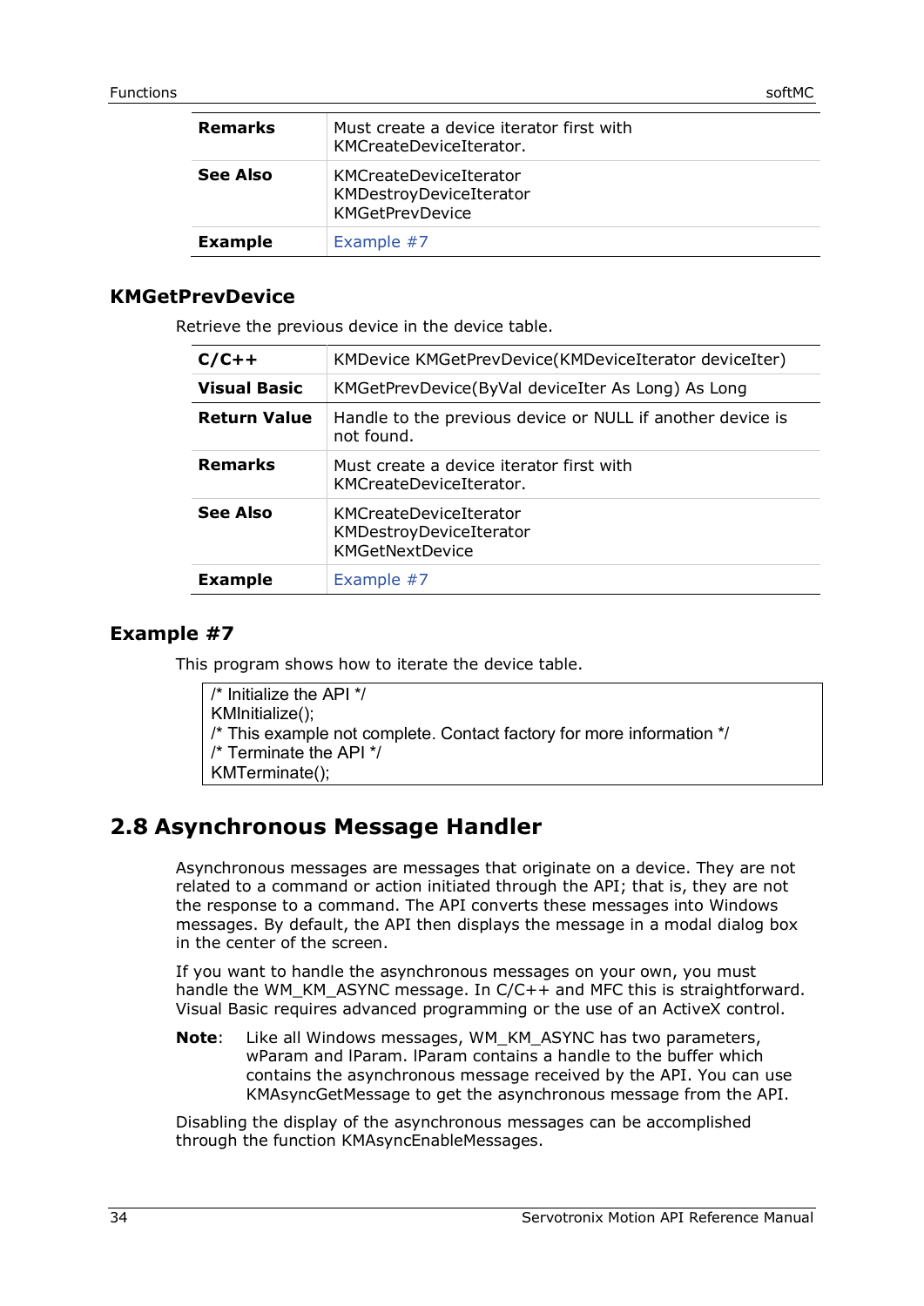| | |
|---|---|
| **Remarks** | Must create a device iterator first with KMCreateDeviceIterator. |
| **See Also** | KMCreateDeviceIterator<br>KMDestroyDeviceIterator<br>KMGetPrevDevice |
| **Example** | Example #7 |

### KMGetPrevDevice

Retrieve the previous device in the device table.

| | |
|---|---|
| **C/C++** | KMDevice KMGetPrevDevice(KMDeviceIterator deviceIter) |
| **Visual Basic** | KMGetPrevDevice(ByVal deviceIter As Long) As Long |
| **Return Value** | Handle to the previous device or NULL if another device is not found. |
| **Remarks** | Must create a device iterator first with KMCreateDeviceIterator. |
| **See Also** | KMCreateDeviceIterator<br>KMDestroyDeviceIterator<br>KMGetNextDevice |
| **Example** | Example #7 |

### Example #7

This program shows how to iterate the device table.

```
/* Initialize the API */
KMInitialize();
/* This example not complete. Contact factory for more information */
/* Terminate the API */
KMTerminate();
```

## 2.8 Asynchronous Message Handler

Asynchronous messages are messages that originate on a device. They are not related to a command or action initiated through the API; that is, they are not the response to a command. The API converts these messages into Windows messages. By default, the API then displays the message in a modal dialog box in the center of the screen.

If you want to handle the asynchronous messages on your own, you must handle the WM_KM_ASYNC message. In C/C++ and MFC this is straightforward. Visual Basic requires advanced programming or the use of an ActiveX control.

**Note**: Like all Windows messages, WM_KM_ASYNC has two parameters, wParam and lParam. lParam contains a handle to the buffer which contains the asynchronous message received by the API. You can use KMAsyncGetMessage to get the asynchronous message from the API.

Disabling the display of the asynchronous messages can be accomplished through the function KMAsyncEnableMessages.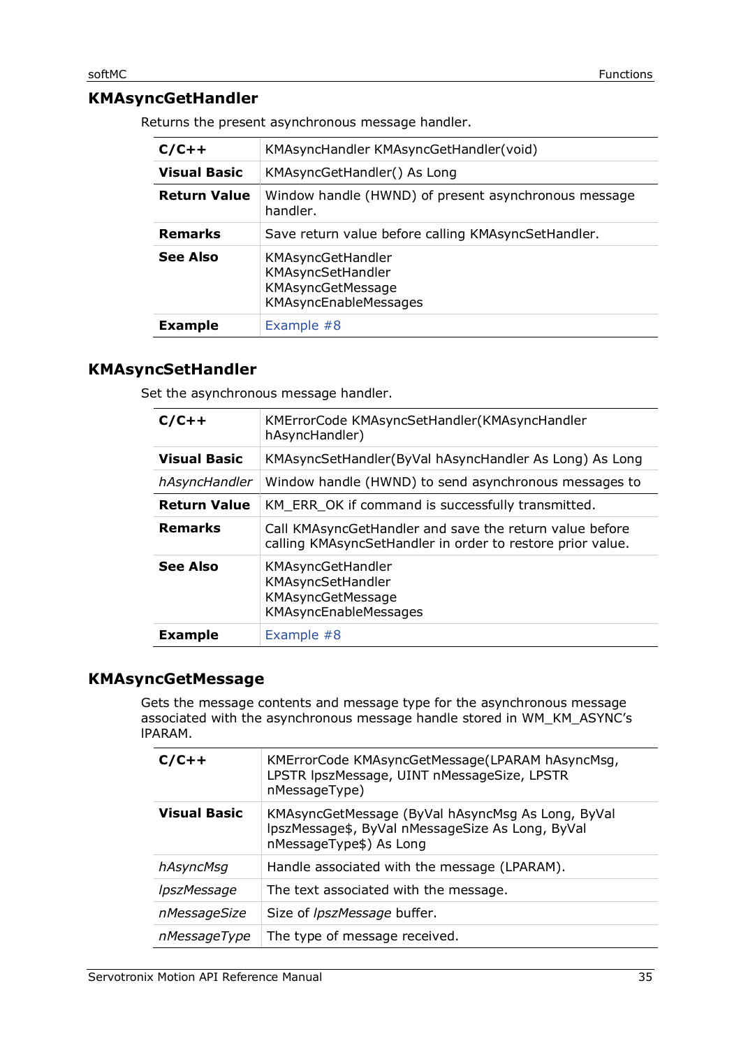## KMAsyncGetHandler

Returns the present asynchronous message handler.

| | |
|---|---|
| **C/C++** | KMAsyncHandler KMAsyncGetHandler(void) |
| **Visual Basic** | KMAsyncGetHandler() As Long |
| **Return Value** | Window handle (HWND) of present asynchronous message handler. |
| **Remarks** | Save return value before calling KMAsyncSetHandler. |
| **See Also** | KMAsyncGetHandler<br>KMAsyncSetHandler<br>KMAsyncGetMessage<br>KMAsyncEnableMessages |
| **Example** | Example #8 |

## KMAsyncSetHandler

Set the asynchronous message handler.

| | |
|---|---|
| **C/C++** | KMErrorCode KMAsyncSetHandler(KMAsyncHandler hAsyncHandler) |
| **Visual Basic** | KMAsyncSetHandler(ByVal hAsyncHandler As Long) As Long |
| *hAsyncHandler* | Window handle (HWND) to send asynchronous messages to |
| **Return Value** | KM_ERR_OK if command is successfully transmitted. |
| **Remarks** | Call KMAsyncGetHandler and save the return value before calling KMAsyncSetHandler in order to restore prior value. |
| **See Also** | KMAsyncGetHandler<br>KMAsyncSetHandler<br>KMAsyncGetMessage<br>KMAsyncEnableMessages |
| **Example** | Example #8 |

## KMAsyncGetMessage

Gets the message contents and message type for the asynchronous message associated with the asynchronous message handle stored in WM_KM_ASYNC's lPARAM.

| | |
|---|---|
| **C/C++** | KMErrorCode KMAsyncGetMessage(LPARAM hAsyncMsg, LPSTR lpszMessage, UINT nMessageSize, LPSTR nMessageType) |
| **Visual Basic** | KMAsyncGetMessage (ByVal hAsyncMsg As Long, ByVal lpszMessage$, ByVal nMessageSize As Long, ByVal nMessageType$) As Long |
| *hAsyncMsg* | Handle associated with the message (LPARAM). |
| *lpszMessage* | The text associated with the message. |
| *nMessageSize* | Size of *lpszMessage* buffer. |
| *nMessageType* | The type of message received. |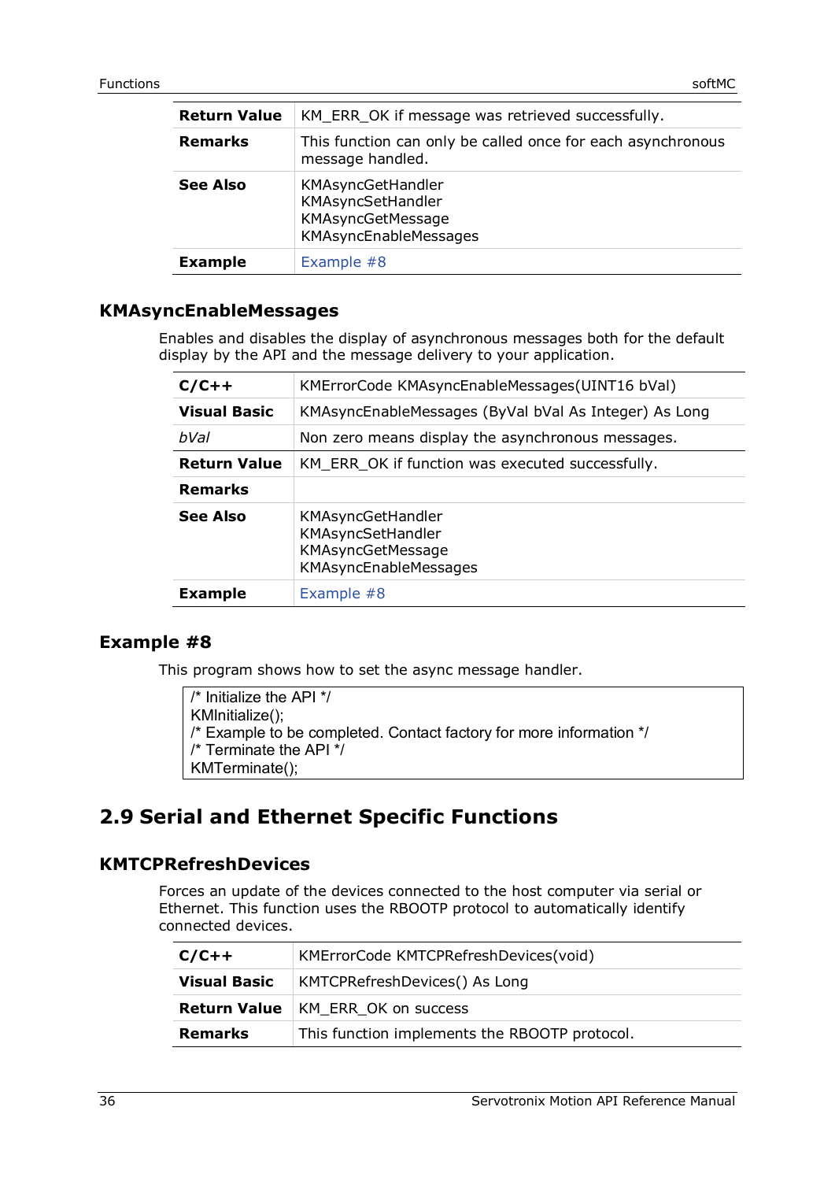| | |
|---|---|
| **Return Value** | KM_ERR_OK if message was retrieved successfully. |
| **Remarks** | This function can only be called once for each asynchronous message handled. |
| **See Also** | KMAsyncGetHandler<br>KMAsyncSetHandler<br>KMAsyncGetMessage<br>KMAsyncEnableMessages |
| **Example** | Example #8 |

### KMAsyncEnableMessages

Enables and disables the display of asynchronous messages both for the default display by the API and the message delivery to your application.

| | |
|---|---|
| **C/C++** | KMErrorCode KMAsyncEnableMessages(UINT16 bVal) |
| **Visual Basic** | KMAsyncEnableMessages (ByVal bVal As Integer) As Long |
| *bVal* | Non zero means display the asynchronous messages. |
| **Return Value** | KM_ERR_OK if function was executed successfully. |
| **Remarks** | |
| **See Also** | KMAsyncGetHandler<br>KMAsyncSetHandler<br>KMAsyncGetMessage<br>KMAsyncEnableMessages |
| **Example** | Example #8 |

### Example #8

This program shows how to set the async message handler.

```
/* Initialize the API */
KMInitialize();
/* Example to be completed. Contact factory for more information */
/* Terminate the API */
KMTerminate();
```

## 2.9 Serial and Ethernet Specific Functions

### KMTCPRefreshDevices

Forces an update of the devices connected to the host computer via serial or Ethernet. This function uses the RBOOTP protocol to automatically identify connected devices.

| | |
|---|---|
| **C/C++** | KMErrorCode KMTCPRefreshDevices(void) |
| **Visual Basic** | KMTCPRefreshDevices() As Long |
| **Return Value** | KM_ERR_OK on success |
| **Remarks** | This function implements the RBOOTP protocol. |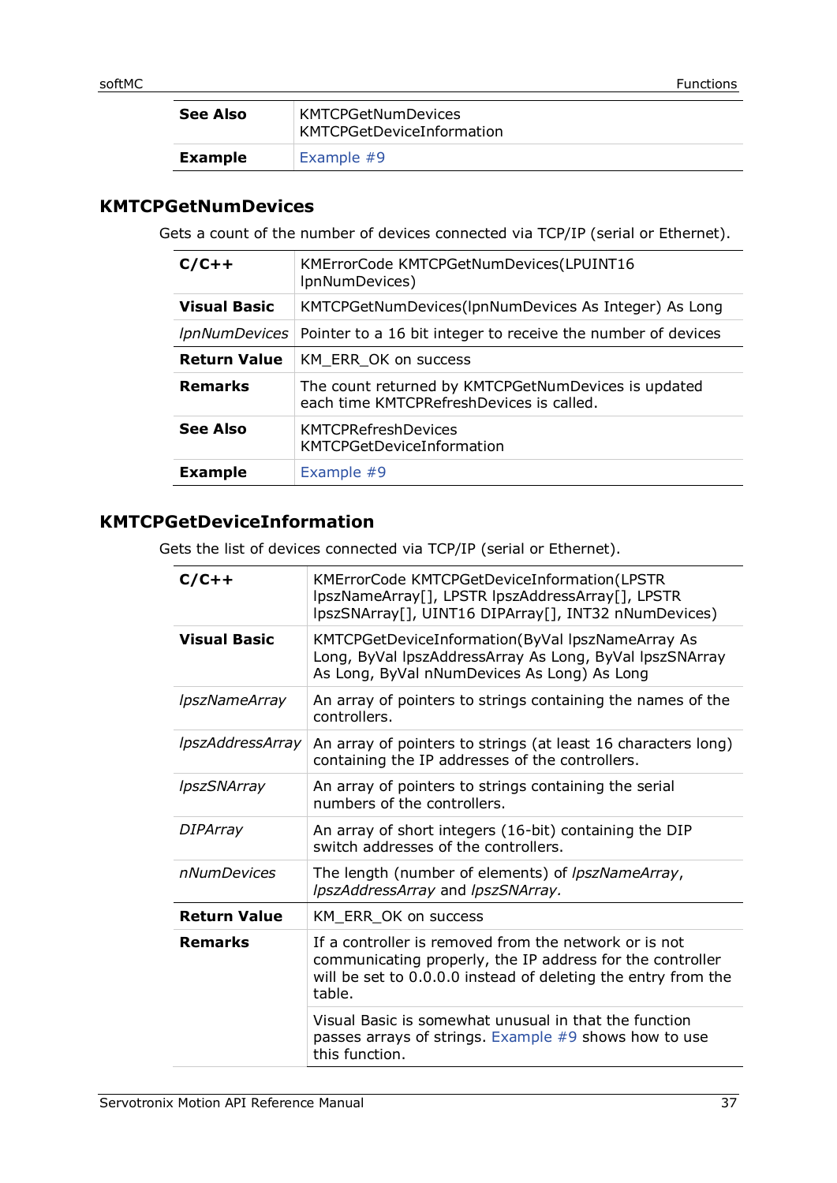| | |
|---|---|
| **See Also** | KMTCPGetNumDevices<br>KMTCPGetDeviceInformation |
| **Example** | Example #9 |

## KMTCPGetNumDevices

Gets a count of the number of devices connected via TCP/IP (serial or Ethernet).

| | |
|---|---|
| **C/C++** | KMErrorCode KMTCPGetNumDevices(LPUINT16 lpnNumDevices) |
| **Visual Basic** | KMTCPGetNumDevices(lpnNumDevices As Integer) As Long |
| *lpnNumDevices* | Pointer to a 16 bit integer to receive the number of devices |
| **Return Value** | KM_ERR_OK on success |
| **Remarks** | The count returned by KMTCPGetNumDevices is updated each time KMTCPRefreshDevices is called. |
| **See Also** | KMTCPRefreshDevices<br>KMTCPGetDeviceInformation |
| **Example** | Example #9 |

## KMTCPGetDeviceInformation

Gets the list of devices connected via TCP/IP (serial or Ethernet).

| | |
|---|---|
| **C/C++** | KMErrorCode KMTCPGetDeviceInformation(LPSTR lpszNameArray[], LPSTR lpszAddressArray[], LPSTR lpszSNArray[], UINT16 DIPArray[], INT32 nNumDevices) |
| **Visual Basic** | KMTCPGetDeviceInformation(ByVal lpszNameArray As Long, ByVal lpszAddressArray As Long, ByVal lpszSNArray As Long, ByVal nNumDevices As Long) As Long |
| *lpszNameArray* | An array of pointers to strings containing the names of the controllers. |
| *lpszAddressArray* | An array of pointers to strings (at least 16 characters long) containing the IP addresses of the controllers. |
| *lpszSNArray* | An array of pointers to strings containing the serial numbers of the controllers. |
| *DIPArray* | An array of short integers (16-bit) containing the DIP switch addresses of the controllers. |
| *nNumDevices* | The length (number of elements) of *lpszNameArray*, *lpszAddressArray* and *lpszSNArray.* |
| **Return Value** | KM_ERR_OK on success |
| **Remarks** | If a controller is removed from the network or is not communicating properly, the IP address for the controller will be set to 0.0.0.0 instead of deleting the entry from the table. |
| | Visual Basic is somewhat unusual in that the function passes arrays of strings. Example #9 shows how to use this function. |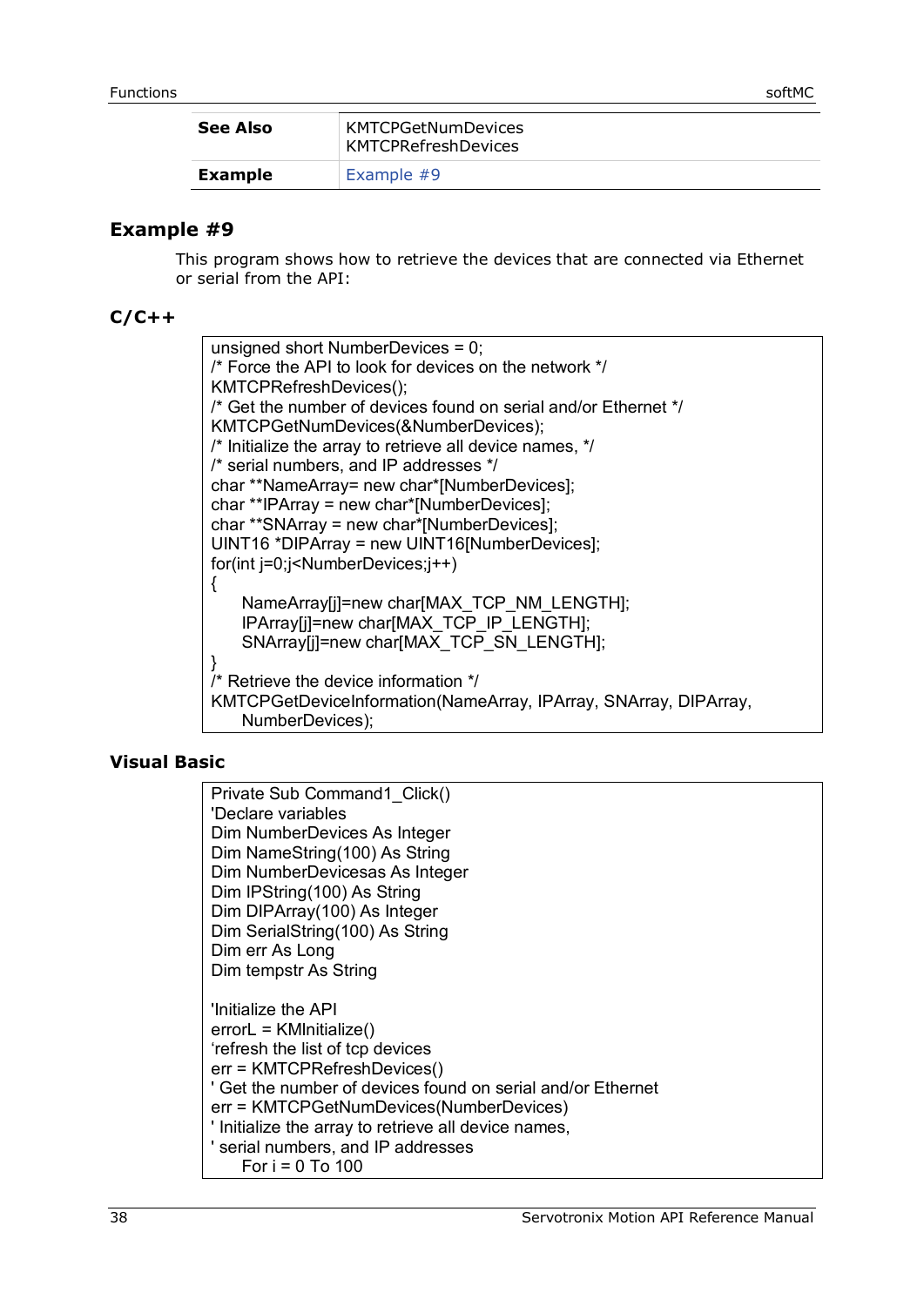| | |
|---|---|
| **See Also** | KMTCPGetNumDevices<br>KMTCPRefreshDevices |
| **Example** | Example #9 |

## Example #9

This program shows how to retrieve the devices that are connected via Ethernet or serial from the API:

### C/C++

```
unsigned short NumberDevices = 0;
/* Force the API to look for devices on the network */
KMTCPRefreshDevices();
/* Get the number of devices found on serial and/or Ethernet */
KMTCPGetNumDevices(&NumberDevices);
/* Initialize the array to retrieve all device names, */
/* serial numbers, and IP addresses */
char **NameArray= new char*[NumberDevices];
char **IPArray = new char*[NumberDevices];
char **SNArray = new char*[NumberDevices];
UINT16 *DIPArray = new UINT16[NumberDevices];
for(int j=0;j<NumberDevices;j++)
{
    NameArray[j]=new char[MAX_TCP_NM_LENGTH];
    IPArray[j]=new char[MAX_TCP_IP_LENGTH];
    SNArray[j]=new char[MAX_TCP_SN_LENGTH];
}
/* Retrieve the device information */
KMTCPGetDeviceInformation(NameArray, IPArray, SNArray, DIPArray,
    NumberDevices);
```

### Visual Basic

```
Private Sub Command1_Click()
'Declare variables
Dim NumberDevices As Integer
Dim NameString(100) As String
Dim NumberDevicesas As Integer
Dim IPString(100) As String
Dim DIPArray(100) As Integer
Dim SerialString(100) As String
Dim err As Long
Dim tempstr As String

'Initialize the API
errorL = KMInitialize()
‘refresh the list of tcp devices
err = KMTCPRefreshDevices()
' Get the number of devices found on serial and/or Ethernet
err = KMTCPGetNumDevices(NumberDevices)
' Initialize the array to retrieve all device names,
' serial numbers, and IP addresses
    For i = 0 To 100
```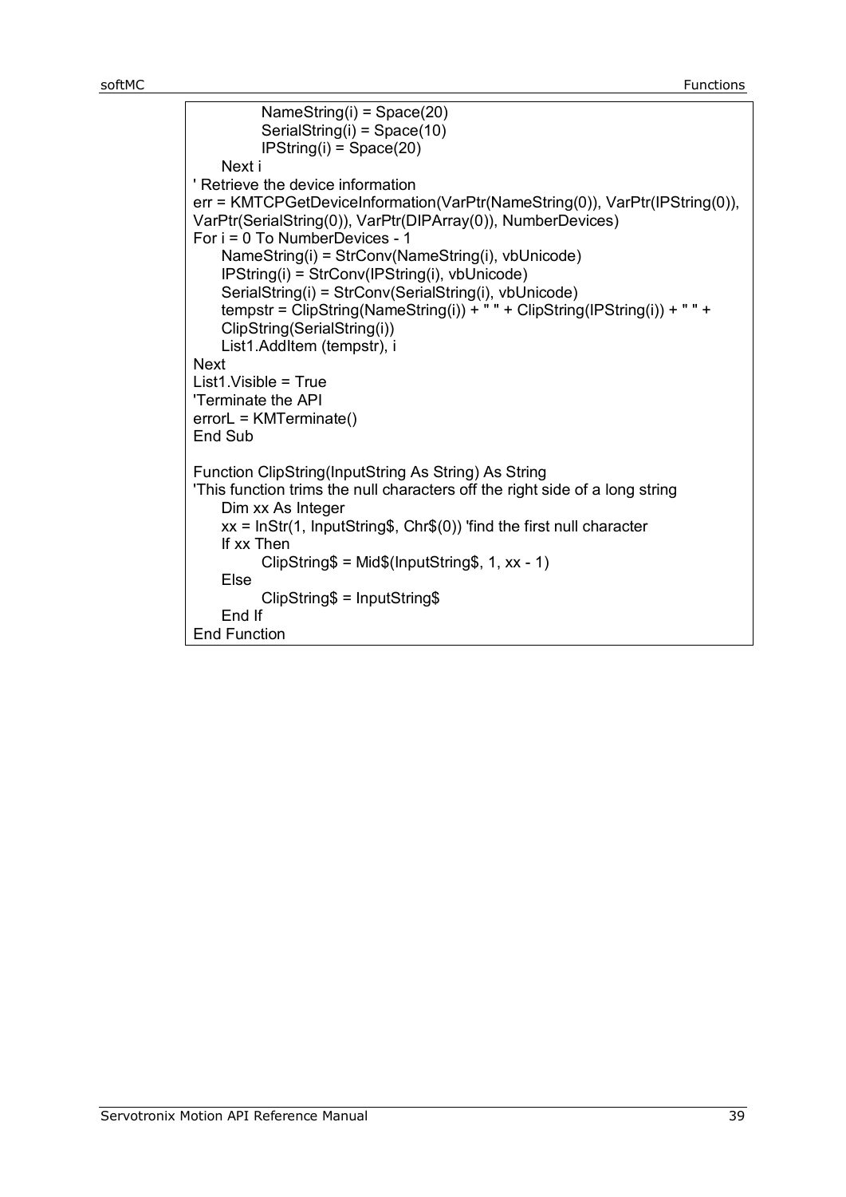```
            NameString(i) = Space(20)
            SerialString(i) = Space(10)
            IPString(i) = Space(20)
    Next i
' Retrieve the device information
err = KMTCPGetDeviceInformation(VarPtr(NameString(0)), VarPtr(IPString(0)),
VarPtr(SerialString(0)), VarPtr(DIPArray(0)), NumberDevices)
For i = 0 To NumberDevices - 1
    NameString(i) = StrConv(NameString(i), vbUnicode)
    IPString(i) = StrConv(IPString(i), vbUnicode)
    SerialString(i) = StrConv(SerialString(i), vbUnicode)
    tempstr = ClipString(NameString(i)) + " " + ClipString(IPString(i)) + " " +
    ClipString(SerialString(i))
    List1.AddItem (tempstr), i
Next
List1.Visible = True
'Terminate the API
errorL = KMTerminate()
End Sub

Function ClipString(InputString As String) As String
'This function trims the null characters off the right side of a long string
    Dim xx As Integer
    xx = InStr(1, InputString$, Chr$(0)) 'find the first null character
    If xx Then
            ClipString$ = Mid$(InputString$, 1, xx - 1)
    Else
            ClipString$ = InputString$
    End If
End Function
```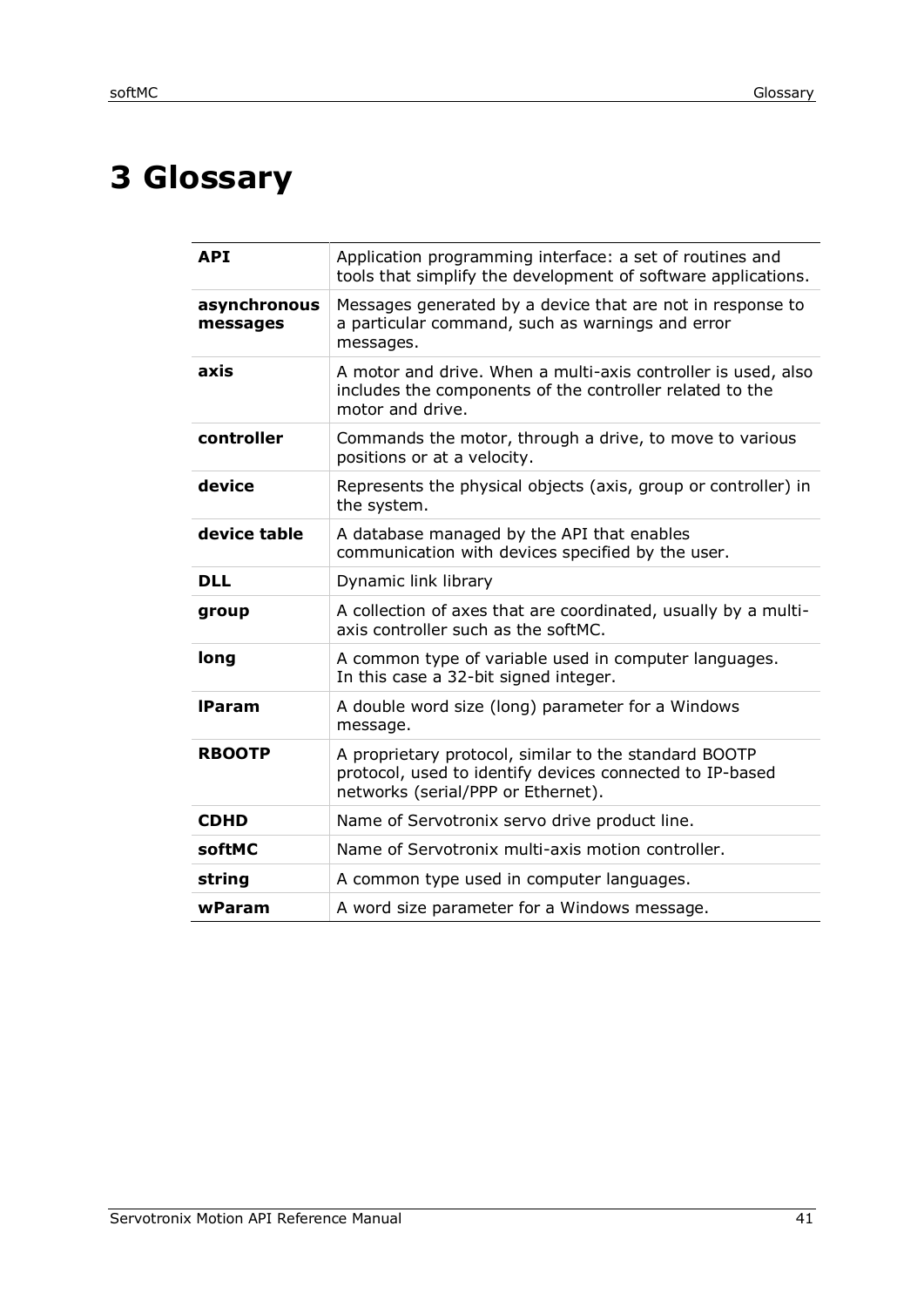# 3 Glossary

| | |
|---|---|
| **API** | Application programming interface: a set of routines and tools that simplify the development of software applications. |
| **asynchronous messages** | Messages generated by a device that are not in response to a particular command, such as warnings and error messages. |
| **axis** | A motor and drive. When a multi-axis controller is used, also includes the components of the controller related to the motor and drive. |
| **controller** | Commands the motor, through a drive, to move to various positions or at a velocity. |
| **device** | Represents the physical objects (axis, group or controller) in the system. |
| **device table** | A database managed by the API that enables communication with devices specified by the user. |
| **DLL** | Dynamic link library |
| **group** | A collection of axes that are coordinated, usually by a multi-axis controller such as the softMC. |
| **long** | A common type of variable used in computer languages. In this case a 32-bit signed integer. |
| **lParam** | A double word size (long) parameter for a Windows message. |
| **RBOOTP** | A proprietary protocol, similar to the standard BOOTP protocol, used to identify devices connected to IP-based networks (serial/PPP or Ethernet). |
| **CDHD** | Name of Servotronix servo drive product line. |
| **softMC** | Name of Servotronix multi-axis motion controller. |
| **string** | A common type used in computer languages. |
| **wParam** | A word size parameter for a Windows message. |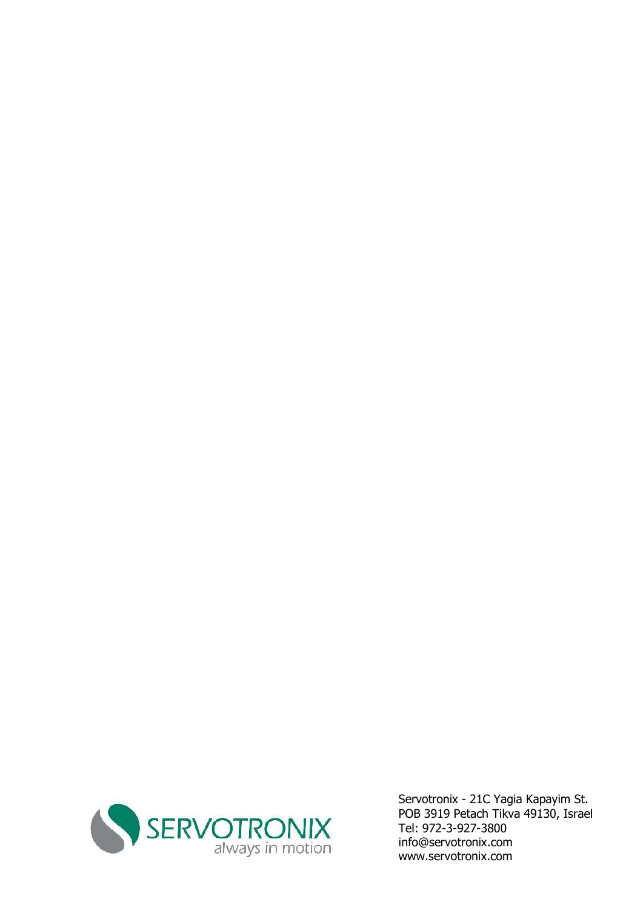SERVOTRONIX
always in motion

Servotronix - 21C Yagia Kapayim St.
POB 3919 Petach Tikva 49130, Israel
Tel: 972-3-927-3800
info@servotronix.com
www.servotronix.com